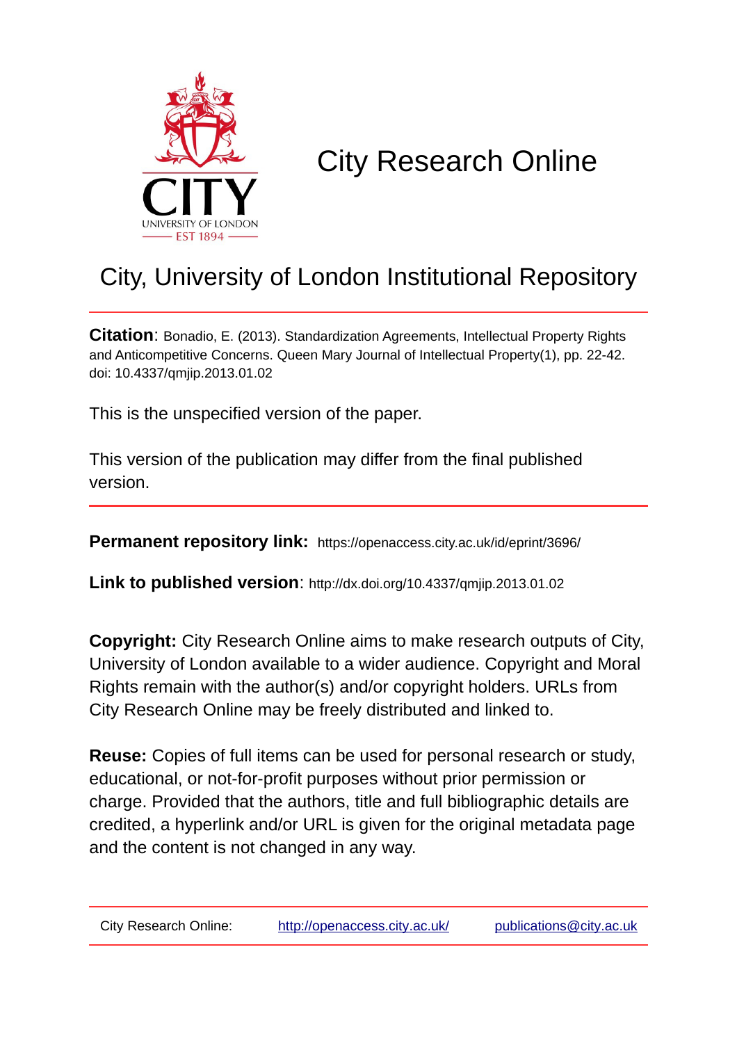# City Research Online

## City, University of London Institutional Repository

**Citation**: Bonadio, E. (2013). Standardization Agreements, Intellectual Property Rights and Anticompetitive Concerns. Queen Mary Journal of Intellectual Property(1), pp. 22-42. doi: 10.4337/qmjip.2013.01.02

This is the unspecified version of the paper.

This version of the publication may differ from the final published version.

**Permanent repository link:** https://openaccess.city.ac.uk/id/eprint/3696/

**Link to published version**: http://dx.doi.org/10.4337/qmjip.2013.01.02

**Copyright:** City Research Online aims to make research outputs of City, University of London available to a wider audience. Copyright and Moral Rights remain with the author(s) and/or copyright holders. URLs from City Research Online may be freely distributed and linked to.

**Reuse:** Copies of full items can be used for personal research or study, educational, or not-for-profit purposes without prior permission or charge. Provided that the authors, title and full bibliographic details are credited, a hyperlink and/or URL is given for the original metadata page and the content is not changed in any way.

City Research Online: http://openaccess.city.ac.uk/ publications@city.ac.uk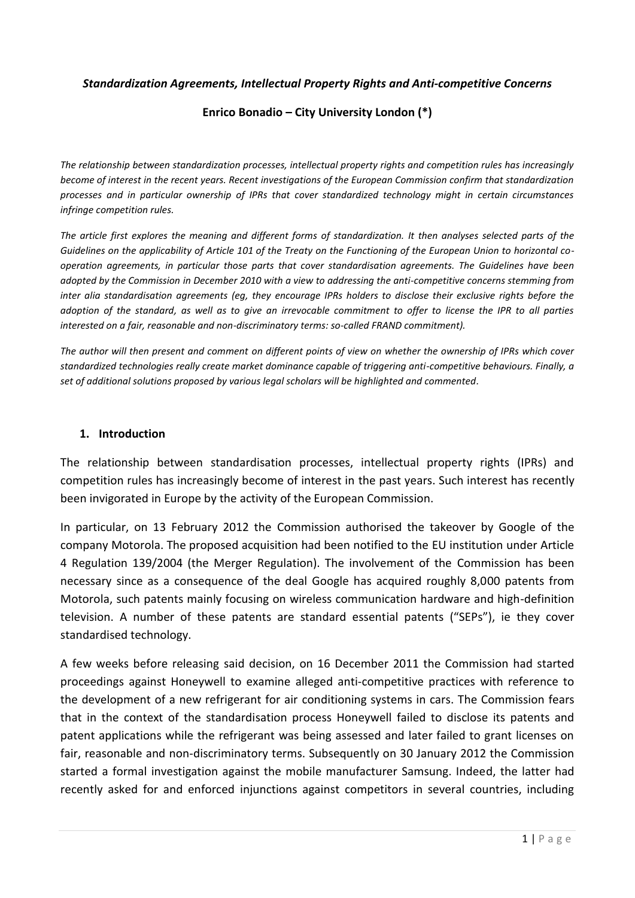*Standardization Agreements, Intellectual Property Rights and Anti-competitive Concerns*

**Enrico Bonadio – City University London (\*)**

*The relationship between standardization processes, intellectual property rights and competition rules has increasingly become of interest in the recent years. Recent investigations of the European Commission confirm that standardization processes and in particular ownership of IPRs that cover standardized technology might in certain circumstances infringe competition rules.*

*The article first explores the meaning and different forms of standardization. It then analyses selected parts of the Guidelines on the applicability of Article 101 of the Treaty on the Functioning of the European Union to horizontal co-operation agreements, in particular those parts that cover standardisation agreements. The Guidelines have been adopted by the Commission in December 2010 with a view to addressing the anti-competitive concerns stemming from inter alia standardisation agreements (eg, they encourage IPRs holders to disclose their exclusive rights before the adoption of the standard, as well as to give an irrevocable commitment to offer to license the IPR to all parties interested on a fair, reasonable and non-discriminatory terms: so-called FRAND commitment).*

*The author will then present and comment on different points of view on whether the ownership of IPRs which cover standardized technologies really create market dominance capable of triggering anti-competitive behaviours. Finally, a set of additional solutions proposed by various legal scholars will be highlighted and commented.*

## 1. Introduction

The relationship between standardisation processes, intellectual property rights (IPRs) and competition rules has increasingly become of interest in the past years. Such interest has recently been invigorated in Europe by the activity of the European Commission.

In particular, on 13 February 2012 the Commission authorised the takeover by Google of the company Motorola. The proposed acquisition had been notified to the EU institution under Article 4 Regulation 139/2004 (the Merger Regulation). The involvement of the Commission has been necessary since as a consequence of the deal Google has acquired roughly 8,000 patents from Motorola, such patents mainly focusing on wireless communication hardware and high-definition television. A number of these patents are standard essential patents ("SEPs"), ie they cover standardised technology.

A few weeks before releasing said decision, on 16 December 2011 the Commission had started proceedings against Honeywell to examine alleged anti-competitive practices with reference to the development of a new refrigerant for air conditioning systems in cars. The Commission fears that in the context of the standardisation process Honeywell failed to disclose its patents and patent applications while the refrigerant was being assessed and later failed to grant licenses on fair, reasonable and non-discriminatory terms. Subsequently on 30 January 2012 the Commission started a formal investigation against the mobile manufacturer Samsung. Indeed, the latter had recently asked for and enforced injunctions against competitors in several countries, including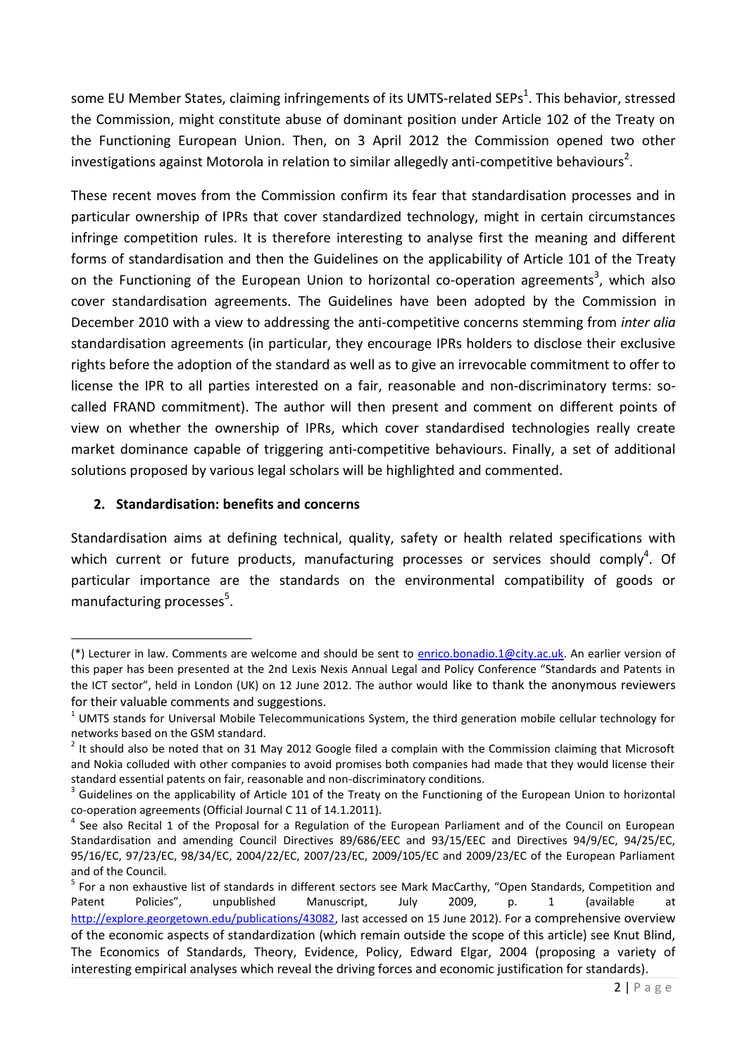some EU Member States, claiming infringements of its UMTS-related SEPs[1]. This behavior, stressed the Commission, might constitute abuse of dominant position under Article 102 of the Treaty on the Functioning European Union. Then, on 3 April 2012 the Commission opened two other investigations against Motorola in relation to similar allegedly anti-competitive behaviours[2].

These recent moves from the Commission confirm its fear that standardisation processes and in particular ownership of IPRs that cover standardized technology, might in certain circumstances infringe competition rules. It is therefore interesting to analyse first the meaning and different forms of standardisation and then the Guidelines on the applicability of Article 101 of the Treaty on the Functioning of the European Union to horizontal co-operation agreements[3], which also cover standardisation agreements. The Guidelines have been adopted by the Commission in December 2010 with a view to addressing the anti-competitive concerns stemming from *inter alia* standardisation agreements (in particular, they encourage IPRs holders to disclose their exclusive rights before the adoption of the standard as well as to give an irrevocable commitment to offer to license the IPR to all parties interested on a fair, reasonable and non-discriminatory terms: so-called FRAND commitment). The author will then present and comment on different points of view on whether the ownership of IPRs, which cover standardised technologies really create market dominance capable of triggering anti-competitive behaviours. Finally, a set of additional solutions proposed by various legal scholars will be highlighted and commented.

## 2. Standardisation: benefits and concerns

Standardisation aims at defining technical, quality, safety or health related specifications with which current or future products, manufacturing processes or services should comply[4]. Of particular importance are the standards on the environmental compatibility of goods or manufacturing processes[5].

---

(*) Lecturer in law. Comments are welcome and should be sent to enrico.bonadio.1@city.ac.uk. An earlier version of this paper has been presented at the 2nd Lexis Nexis Annual Legal and Policy Conference "Standards and Patents in the ICT sector", held in London (UK) on 12 June 2012. The author would like to thank the anonymous reviewers for their valuable comments and suggestions.

[1] UMTS stands for Universal Mobile Telecommunications System, the third generation mobile cellular technology for networks based on the GSM standard.

[2] It should also be noted that on 31 May 2012 Google filed a complain with the Commission claiming that Microsoft and Nokia colluded with other companies to avoid promises both companies had made that they would license their standard essential patents on fair, reasonable and non-discriminatory conditions.

[3] Guidelines on the applicability of Article 101 of the Treaty on the Functioning of the European Union to horizontal co-operation agreements (Official Journal C 11 of 14.1.2011).

[4] See also Recital 1 of the Proposal for a Regulation of the European Parliament and of the Council on European Standardisation and amending Council Directives 89/686/EEC and 93/15/EEC and Directives 94/9/EC, 94/25/EC, 95/16/EC, 97/23/EC, 98/34/EC, 2004/22/EC, 2007/23/EC, 2009/105/EC and 2009/23/EC of the European Parliament and of the Council.

[5] For a non exhaustive list of standards in different sectors see Mark MacCarthy, "Open Standards, Competition and Patent Policies", unpublished Manuscript, July 2009, p. 1 (available at http://explore.georgetown.edu/publications/43082, last accessed on 15 June 2012). For a comprehensive overview of the economic aspects of standardization (which remain outside the scope of this article) see Knut Blind, The Economics of Standards, Theory, Evidence, Policy, Edward Elgar, 2004 (proposing a variety of interesting empirical analyses which reveal the driving forces and economic justification for standards).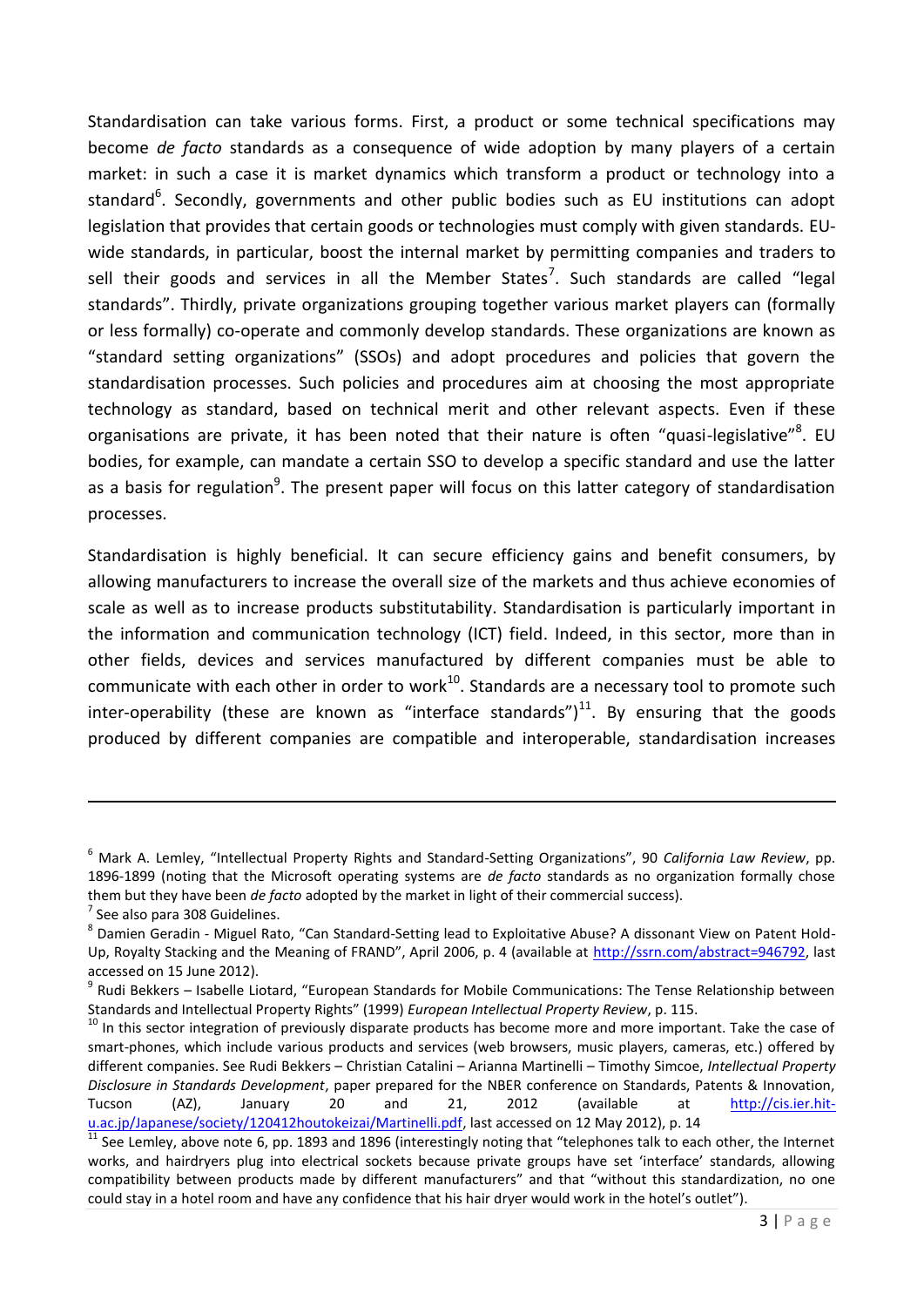Standardisation can take various forms. First, a product or some technical specifications may become *de facto* standards as a consequence of wide adoption by many players of a certain market: in such a case it is market dynamics which transform a product or technology into a standard[6]. Secondly, governments and other public bodies such as EU institutions can adopt legislation that provides that certain goods or technologies must comply with given standards. EU-wide standards, in particular, boost the internal market by permitting companies and traders to sell their goods and services in all the Member States[7]. Such standards are called "legal standards". Thirdly, private organizations grouping together various market players can (formally or less formally) co-operate and commonly develop standards. These organizations are known as "standard setting organizations" (SSOs) and adopt procedures and policies that govern the standardisation processes. Such policies and procedures aim at choosing the most appropriate technology as standard, based on technical merit and other relevant aspects. Even if these organisations are private, it has been noted that their nature is often "quasi-legislative"[8]. EU bodies, for example, can mandate a certain SSO to develop a specific standard and use the latter as a basis for regulation[9]. The present paper will focus on this latter category of standardisation processes.

Standardisation is highly beneficial. It can secure efficiency gains and benefit consumers, by allowing manufacturers to increase the overall size of the markets and thus achieve economies of scale as well as to increase products substitutability. Standardisation is particularly important in the information and communication technology (ICT) field. Indeed, in this sector, more than in other fields, devices and services manufactured by different companies must be able to communicate with each other in order to work[10]. Standards are a necessary tool to promote such inter-operability (these are known as "interface standards")[11]. By ensuring that the goods produced by different companies are compatible and interoperable, standardisation increases

---

[6] Mark A. Lemley, "Intellectual Property Rights and Standard-Setting Organizations", 90 *California Law Review*, pp. 1896-1899 (noting that the Microsoft operating systems are *de facto* standards as no organization formally chose them but they have been *de facto* adopted by the market in light of their commercial success).

[7] See also para 308 Guidelines.

[8] Damien Geradin - Miguel Rato, "Can Standard-Setting lead to Exploitative Abuse? A dissonant View on Patent Hold-Up, Royalty Stacking and the Meaning of FRAND", April 2006, p. 4 (available at http://ssrn.com/abstract=946792, last accessed on 15 June 2012).

[9] Rudi Bekkers – Isabelle Liotard, "European Standards for Mobile Communications: The Tense Relationship between Standards and Intellectual Property Rights" (1999) *European Intellectual Property Review*, p. 115.

[10] In this sector integration of previously disparate products has become more and more important. Take the case of smart-phones, which include various products and services (web browsers, music players, cameras, etc.) offered by different companies. See Rudi Bekkers – Christian Catalini – Arianna Martinelli – Timothy Simcoe, *Intellectual Property Disclosure in Standards Development*, paper prepared for the NBER conference on Standards, Patents & Innovation, Tucson (AZ), January 20 and 21, 2012 (available at http://cis.ier.hit-u.ac.jp/Japanese/society/120412houtokeizai/Martinelli.pdf, last accessed on 12 May 2012), p. 14

[11] See Lemley, above note 6, pp. 1893 and 1896 (interestingly noting that "telephones talk to each other, the Internet works, and hairdryers plug into electrical sockets because private groups have set 'interface' standards, allowing compatibility between products made by different manufacturers" and that "without this standardization, no one could stay in a hotel room and have any confidence that his hair dryer would work in the hotel's outlet").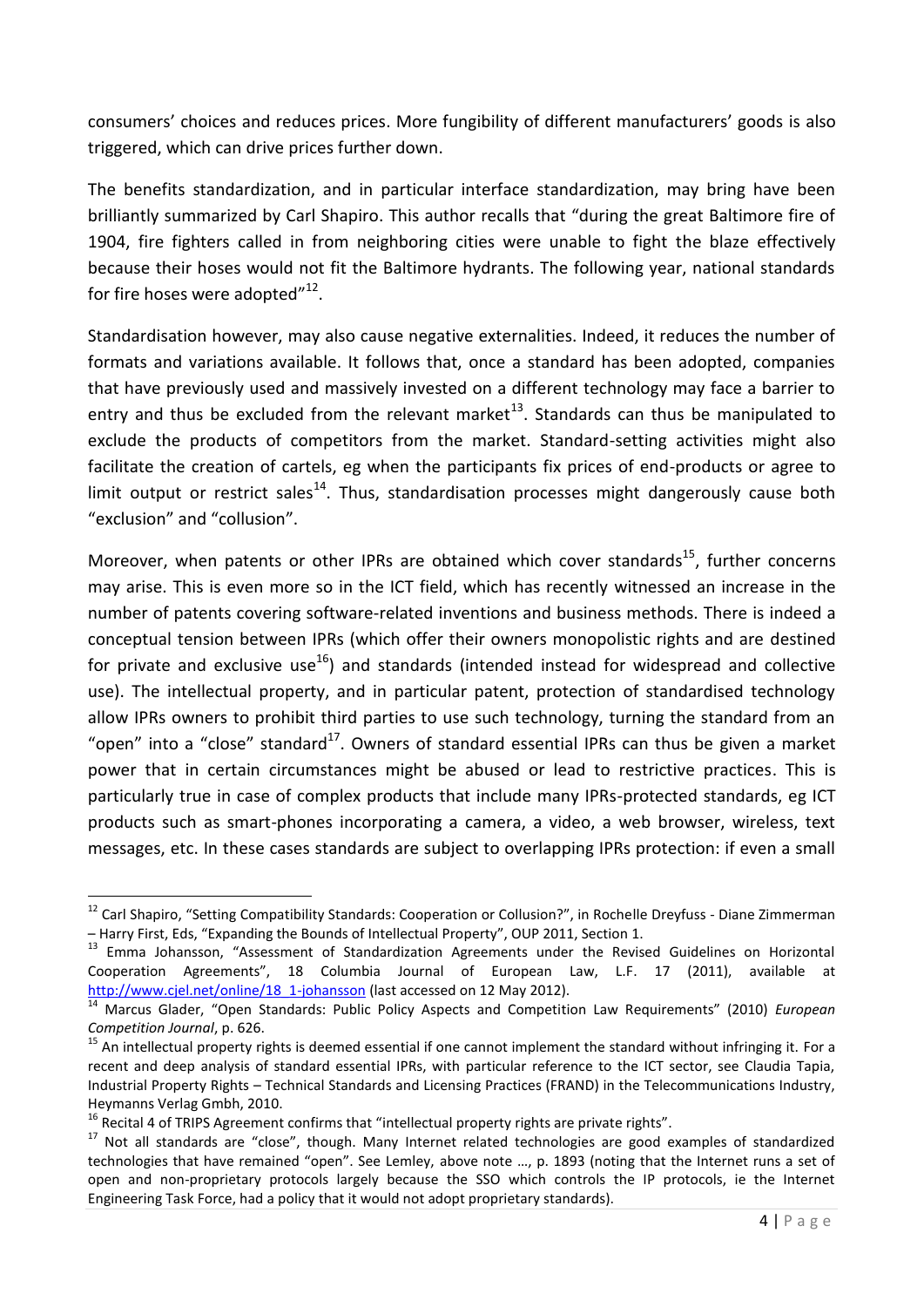consumers' choices and reduces prices. More fungibility of different manufacturers' goods is also triggered, which can drive prices further down.

The benefits standardization, and in particular interface standardization, may bring have been brilliantly summarized by Carl Shapiro. This author recalls that "during the great Baltimore fire of 1904, fire fighters called in from neighboring cities were unable to fight the blaze effectively because their hoses would not fit the Baltimore hydrants. The following year, national standards for fire hoses were adopted"[12].

Standardisation however, may also cause negative externalities. Indeed, it reduces the number of formats and variations available. It follows that, once a standard has been adopted, companies that have previously used and massively invested on a different technology may face a barrier to entry and thus be excluded from the relevant market[13]. Standards can thus be manipulated to exclude the products of competitors from the market. Standard-setting activities might also facilitate the creation of cartels, eg when the participants fix prices of end-products or agree to limit output or restrict sales[14]. Thus, standardisation processes might dangerously cause both "exclusion" and "collusion".

Moreover, when patents or other IPRs are obtained which cover standards[15], further concerns may arise. This is even more so in the ICT field, which has recently witnessed an increase in the number of patents covering software-related inventions and business methods. There is indeed a conceptual tension between IPRs (which offer their owners monopolistic rights and are destined for private and exclusive use[16]) and standards (intended instead for widespread and collective use). The intellectual property, and in particular patent, protection of standardised technology allow IPRs owners to prohibit third parties to use such technology, turning the standard from an "open" into a "close" standard[17]. Owners of standard essential IPRs can thus be given a market power that in certain circumstances might be abused or lead to restrictive practices. This is particularly true in case of complex products that include many IPRs-protected standards, eg ICT products such as smart-phones incorporating a camera, a video, a web browser, wireless, text messages, etc. In these cases standards are subject to overlapping IPRs protection: if even a small

---

[12] Carl Shapiro, "Setting Compatibility Standards: Cooperation or Collusion?", in Rochelle Dreyfuss - Diane Zimmerman – Harry First, Eds, "Expanding the Bounds of Intellectual Property", OUP 2011, Section 1.

[13] Emma Johansson, "Assessment of Standardization Agreements under the Revised Guidelines on Horizontal Cooperation Agreements", 18 Columbia Journal of European Law, L.F. 17 (2011), available at http://www.cjel.net/online/18_1-johansson (last accessed on 12 May 2012).

[14] Marcus Glader, "Open Standards: Public Policy Aspects and Competition Law Requirements" (2010) *European Competition Journal*, p. 626.

[15] An intellectual property rights is deemed essential if one cannot implement the standard without infringing it. For a recent and deep analysis of standard essential IPRs, with particular reference to the ICT sector, see Claudia Tapia, Industrial Property Rights – Technical Standards and Licensing Practices (FRAND) in the Telecommunications Industry, Heymanns Verlag Gmbh, 2010.

[16] Recital 4 of TRIPS Agreement confirms that "intellectual property rights are private rights".

[17] Not all standards are "close", though. Many Internet related technologies are good examples of standardized technologies that have remained "open". See Lemley, above note …, p. 1893 (noting that the Internet runs a set of open and non-proprietary protocols largely because the SSO which controls the IP protocols, ie the Internet Engineering Task Force, had a policy that it would not adopt proprietary standards).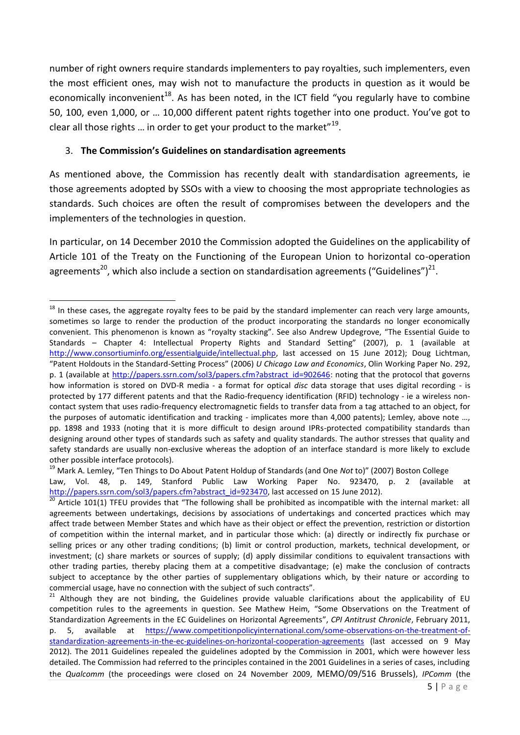number of right owners require standards implementers to pay royalties, such implementers, even the most efficient ones, may wish not to manufacture the products in question as it would be economically inconvenient[18]. As has been noted, in the ICT field "you regularly have to combine 50, 100, even 1,000, or … 10,000 different patent rights together into one product. You've got to clear all those rights … in order to get your product to the market"[19].

3. **The Commission's Guidelines on standardisation agreements**

As mentioned above, the Commission has recently dealt with standardisation agreements, ie those agreements adopted by SSOs with a view to choosing the most appropriate technologies as standards. Such choices are often the result of compromises between the developers and the implementers of the technologies in question.

In particular, on 14 December 2010 the Commission adopted the Guidelines on the applicability of Article 101 of the Treaty on the Functioning of the European Union to horizontal co-operation agreements[20], which also include a section on standardisation agreements ("Guidelines")[21].

---

[18] In these cases, the aggregate royalty fees to be paid by the standard implementer can reach very large amounts, sometimes so large to render the production of the product incorporating the standards no longer economically convenient. This phenomenon is known as "royalty stacking". See also Andrew Updegrove, "The Essential Guide to Standards – Chapter 4: Intellectual Property Rights and Standard Setting" (2007), p. 1 (available at http://www.consortiuminfo.org/essentialguide/intellectual.php, last accessed on 15 June 2012); Doug Lichtman, "Patent Holdouts in the Standard-Setting Process" (2006) *U Chicago Law and Economics*, Olin Working Paper No. 292, p. 1 (available at http://papers.ssrn.com/sol3/papers.cfm?abstract_id=902646: noting that the protocol that governs how information is stored on DVD-R media - a format for optical *disc* data storage that uses digital recording - is protected by 177 different patents and that the Radio-frequency identification (RFID) technology - ie a wireless non-contact system that uses radio-frequency electromagnetic fields to transfer data from a tag attached to an object, for the purposes of automatic identification and tracking - implicates more than 4,000 patents); Lemley, above note …, pp. 1898 and 1933 (noting that it is more difficult to design around IPRs-protected compatibility standards than designing around other types of standards such as safety and quality standards. The author stresses that quality and safety standards are usually non-exclusive whereas the adoption of an interface standard is more likely to exclude other possible interface protocols).

[19] Mark A. Lemley, "Ten Things to Do About Patent Holdup of Standards (and One *Not* to)" (2007) Boston College Law, Vol. 48, p. 149, Stanford Public Law Working Paper No. 923470, p. 2 (available at http://papers.ssrn.com/sol3/papers.cfm?abstract_id=923470, last accessed on 15 June 2012).

[20] Article 101(1) TFEU provides that "The following shall be prohibited as incompatible with the internal market: all agreements between undertakings, decisions by associations of undertakings and concerted practices which may affect trade between Member States and which have as their object or effect the prevention, restriction or distortion of competition within the internal market, and in particular those which: (a) directly or indirectly fix purchase or selling prices or any other trading conditions; (b) limit or control production, markets, technical development, or investment; (c) share markets or sources of supply; (d) apply dissimilar conditions to equivalent transactions with other trading parties, thereby placing them at a competitive disadvantage; (e) make the conclusion of contracts subject to acceptance by the other parties of supplementary obligations which, by their nature or according to commercial usage, have no connection with the subject of such contracts".

[21] Although they are not binding, the Guidelines provide valuable clarifications about the applicability of EU competition rules to the agreements in question. See Mathew Heim, "Some Observations on the Treatment of Standardization Agreements in the EC Guidelines on Horizontal Agreements", *CPI Antitrust Chronicle*, February 2011, p. 5, available at https://www.competitionpolicyinternational.com/some-observations-on-the-treatment-of-standardization-agreements-in-the-ec-guidelines-on-horizontal-cooperation-agreements (last accessed on 9 May 2012). The 2011 Guidelines repealed the guidelines adopted by the Commission in 2001, which were however less detailed. The Commission had referred to the principles contained in the 2001 Guidelines in a series of cases, including the *Qualcomm* (the proceedings were closed on 24 November 2009, MEMO/09/516 Brussels), *IPComm* (the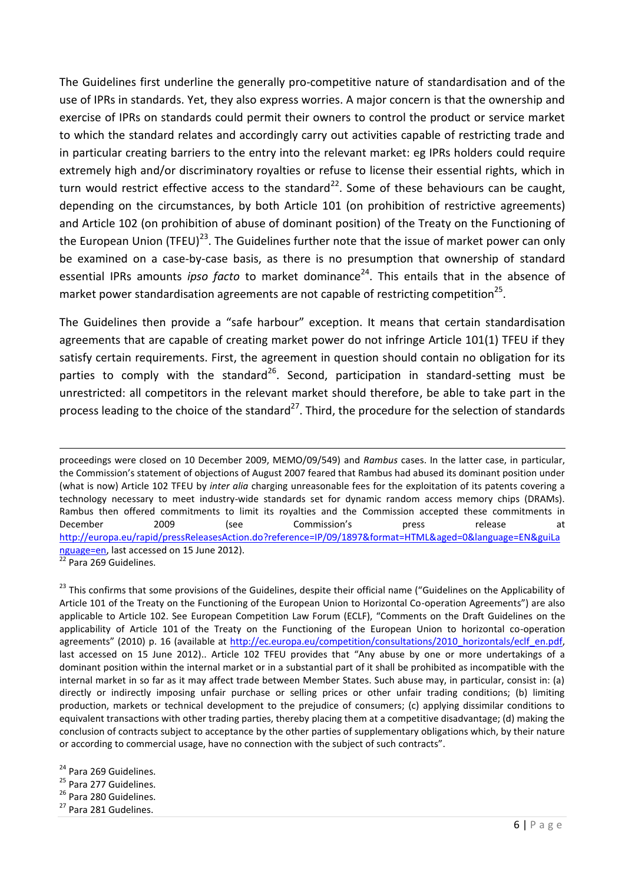The Guidelines first underline the generally pro-competitive nature of standardisation and of the use of IPRs in standards. Yet, they also express worries. A major concern is that the ownership and exercise of IPRs on standards could permit their owners to control the product or service market to which the standard relates and accordingly carry out activities capable of restricting trade and in particular creating barriers to the entry into the relevant market: eg IPRs holders could require extremely high and/or discriminatory royalties or refuse to license their essential rights, which in turn would restrict effective access to the standard[22]. Some of these behaviours can be caught, depending on the circumstances, by both Article 101 (on prohibition of restrictive agreements) and Article 102 (on prohibition of abuse of dominant position) of the Treaty on the Functioning of the European Union (TFEU)[23]. The Guidelines further note that the issue of market power can only be examined on a case-by-case basis, as there is no presumption that ownership of standard essential IPRs amounts *ipso facto* to market dominance[24]. This entails that in the absence of market power standardisation agreements are not capable of restricting competition[25].

The Guidelines then provide a "safe harbour" exception. It means that certain standardisation agreements that are capable of creating market power do not infringe Article 101(1) TFEU if they satisfy certain requirements. First, the agreement in question should contain no obligation for its parties to comply with the standard[26]. Second, participation in standard-setting must be unrestricted: all competitors in the relevant market should therefore, be able to take part in the process leading to the choice of the standard[27]. Third, the procedure for the selection of standards

---

proceedings were closed on 10 December 2009, MEMO/09/549) and *Rambus* cases. In the latter case, in particular, the Commission's statement of objections of August 2007 feared that Rambus had abused its dominant position under (what is now) Article 102 TFEU by *inter alia* charging unreasonable fees for the exploitation of its patents covering a technology necessary to meet industry-wide standards set for dynamic random access memory chips (DRAMs). Rambus then offered commitments to limit its royalties and the Commission accepted these commitments in December 2009 (see Commission's press release at http://europa.eu/rapid/pressReleasesAction.do?reference=IP/09/1897&format=HTML&aged=0&language=EN&guiLanguage=en, last accessed on 15 June 2012).

[22] Para 269 Guidelines.

[23] This confirms that some provisions of the Guidelines, despite their official name ("Guidelines on the Applicability of Article 101 of the Treaty on the Functioning of the European Union to Horizontal Co-operation Agreements") are also applicable to Article 102. See European Competition Law Forum (ECLF), "Comments on the Draft Guidelines on the applicability of Article 101 of the Treaty on the Functioning of the European Union to horizontal co-operation agreements" (2010) p. 16 (available at http://ec.europa.eu/competition/consultations/2010_horizontals/eclf_en.pdf, last accessed on 15 June 2012).. Article 102 TFEU provides that "Any abuse by one or more undertakings of a dominant position within the internal market or in a substantial part of it shall be prohibited as incompatible with the internal market in so far as it may affect trade between Member States. Such abuse may, in particular, consist in: (a) directly or indirectly imposing unfair purchase or selling prices or other unfair trading conditions; (b) limiting production, markets or technical development to the prejudice of consumers; (c) applying dissimilar conditions to equivalent transactions with other trading parties, thereby placing them at a competitive disadvantage; (d) making the conclusion of contracts subject to acceptance by the other parties of supplementary obligations which, by their nature or according to commercial usage, have no connection with the subject of such contracts".

[24] Para 269 Guidelines.

[25] Para 277 Guidelines.

[26] Para 280 Guidelines.

[27] Para 281 Gudelines.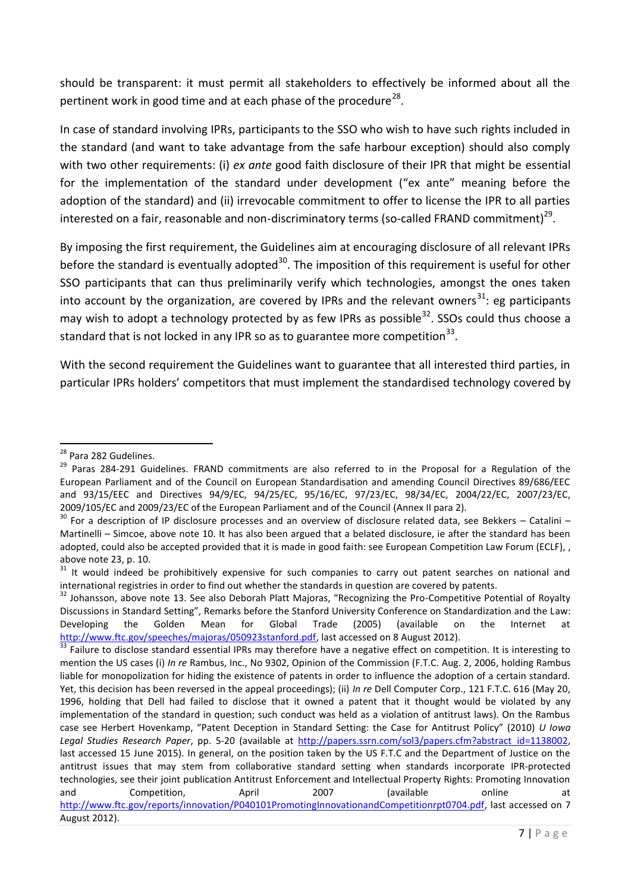should be transparent: it must permit all stakeholders to effectively be informed about all the pertinent work in good time and at each phase of the procedure[28].

In case of standard involving IPRs, participants to the SSO who wish to have such rights included in the standard (and want to take advantage from the safe harbour exception) should also comply with two other requirements: (i) *ex ante* good faith disclosure of their IPR that might be essential for the implementation of the standard under development ("ex ante" meaning before the adoption of the standard) and (ii) irrevocable commitment to offer to license the IPR to all parties interested on a fair, reasonable and non-discriminatory terms (so-called FRAND commitment)[29].

By imposing the first requirement, the Guidelines aim at encouraging disclosure of all relevant IPRs before the standard is eventually adopted[30]. The imposition of this requirement is useful for other SSO participants that can thus preliminarily verify which technologies, amongst the ones taken into account by the organization, are covered by IPRs and the relevant owners[31]: eg participants may wish to adopt a technology protected by as few IPRs as possible[32]. SSOs could thus choose a standard that is not locked in any IPR so as to guarantee more competition[33].

With the second requirement the Guidelines want to guarantee that all interested third parties, in particular IPRs holders' competitors that must implement the standardised technology covered by

---

[28] Para 282 Guidelines.

[29] Paras 284-291 Guidelines. FRAND commitments are also referred to in the Proposal for a Regulation of the European Parliament and of the Council on European Standardisation and amending Council Directives 89/686/EEC and 93/15/EEC and Directives 94/9/EC, 94/25/EC, 95/16/EC, 97/23/EC, 98/34/EC, 2004/22/EC, 2007/23/EC, 2009/105/EC and 2009/23/EC of the European Parliament and of the Council (Annex II para 2).

[30] For a description of IP disclosure processes and an overview of disclosure related data, see Bekkers – Catalini – Martinelli – Simcoe, above note 10. It has also been argued that a belated disclosure, ie after the standard has been adopted, could also be accepted provided that it is made in good faith: see European Competition Law Forum (ECLF), , above note 23, p. 10.

[31] It would indeed be prohibitively expensive for such companies to carry out patent searches on national and international registries in order to find out whether the standards in question are covered by patents.

[32] Johansson, above note 13. See also Deborah Platt Majoras, "Recognizing the Pro-Competitive Potential of Royalty Discussions in Standard Setting", Remarks before the Stanford University Conference on Standardization and the Law: Developing the Golden Mean for Global Trade (2005) (available on the Internet at http://www.ftc.gov/speeches/majoras/050923stanford.pdf, last accessed on 8 August 2012).

[33] Failure to disclose standard essential IPRs may therefore have a negative effect on competition. It is interesting to mention the US cases (i) *In re* Rambus, Inc., No 9302, Opinion of the Commission (F.T.C. Aug. 2, 2006, holding Rambus liable for monopolization for hiding the existence of patents in order to influence the adoption of a certain standard. Yet, this decision has been reversed in the appeal proceedings); (ii) *In re* Dell Computer Corp., 121 F.T.C. 616 (May 20, 1996, holding that Dell had failed to disclose that it owned a patent that it thought would be violated by any implementation of the standard in question; such conduct was held as a violation of antitrust laws). On the Rambus case see Herbert Hovenkamp, "Patent Deception in Standard Setting: the Case for Antitrust Policy" (2010) *U Iowa Legal Studies Research Paper*, pp. 5-20 (available at http://papers.ssrn.com/sol3/papers.cfm?abstract_id=1138002, last accessed 15 June 2015). In general, on the position taken by the US F.T.C and the Department of Justice on the antitrust issues that may stem from collaborative standard setting when standards incorporate IPR-protected technologies, see their joint publication Antitrust Enforcement and Intellectual Property Rights: Promoting Innovation and Competition, April 2007 (available online at http://www.ftc.gov/reports/innovation/P040101PromotingInnovationandCompetitionrpt0704.pdf, last accessed on 7 August 2012).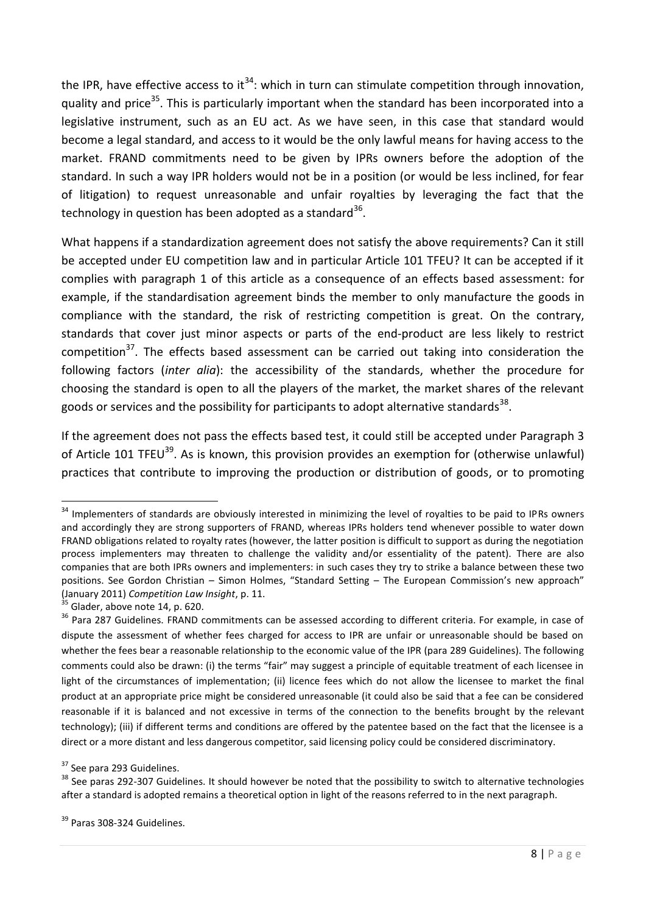the IPR, have effective access to it[34]: which in turn can stimulate competition through innovation, quality and price[35]. This is particularly important when the standard has been incorporated into a legislative instrument, such as an EU act. As we have seen, in this case that standard would become a legal standard, and access to it would be the only lawful means for having access to the market. FRAND commitments need to be given by IPRs owners before the adoption of the standard. In such a way IPR holders would not be in a position (or would be less inclined, for fear of litigation) to request unreasonable and unfair royalties by leveraging the fact that the technology in question has been adopted as a standard[36].

What happens if a standardization agreement does not satisfy the above requirements? Can it still be accepted under EU competition law and in particular Article 101 TFEU? It can be accepted if it complies with paragraph 1 of this article as a consequence of an effects based assessment: for example, if the standardisation agreement binds the member to only manufacture the goods in compliance with the standard, the risk of restricting competition is great. On the contrary, standards that cover just minor aspects or parts of the end-product are less likely to restrict competition[37]. The effects based assessment can be carried out taking into consideration the following factors (*inter alia*): the accessibility of the standards, whether the procedure for choosing the standard is open to all the players of the market, the market shares of the relevant goods or services and the possibility for participants to adopt alternative standards[38].

If the agreement does not pass the effects based test, it could still be accepted under Paragraph 3 of Article 101 TFEU[39]. As is known, this provision provides an exemption for (otherwise unlawful) practices that contribute to improving the production or distribution of goods, or to promoting

---

[34] Implementers of standards are obviously interested in minimizing the level of royalties to be paid to IPRs owners and accordingly they are strong supporters of FRAND, whereas IPRs holders tend whenever possible to water down FRAND obligations related to royalty rates (however, the latter position is difficult to support as during the negotiation process implementers may threaten to challenge the validity and/or essentiality of the patent). There are also companies that are both IPRs owners and implementers: in such cases they try to strike a balance between these two positions. See Gordon Christian – Simon Holmes, "Standard Setting – The European Commission's new approach" (January 2011) *Competition Law Insight*, p. 11.

[35] Glader, above note 14, p. 620.

[36] Para 287 Guidelines. FRAND commitments can be assessed according to different criteria. For example, in case of dispute the assessment of whether fees charged for access to IPR are unfair or unreasonable should be based on whether the fees bear a reasonable relationship to the economic value of the IPR (para 289 Guidelines). The following comments could also be drawn: (i) the terms "fair" may suggest a principle of equitable treatment of each licensee in light of the circumstances of implementation; (ii) licence fees which do not allow the licensee to market the final product at an appropriate price might be considered unreasonable (it could also be said that a fee can be considered reasonable if it is balanced and not excessive in terms of the connection to the benefits brought by the relevant technology); (iii) if different terms and conditions are offered by the patentee based on the fact that the licensee is a direct or a more distant and less dangerous competitor, said licensing policy could be considered discriminatory.

[37] See para 293 Guidelines.

[38] See paras 292-307 Guidelines. It should however be noted that the possibility to switch to alternative technologies after a standard is adopted remains a theoretical option in light of the reasons referred to in the next paragraph.

[39] Paras 308-324 Guidelines.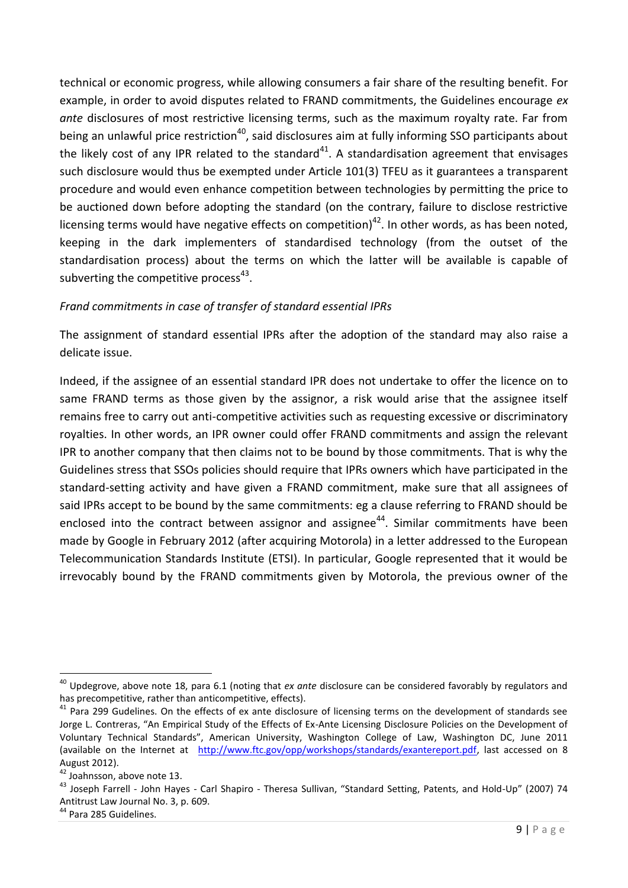technical or economic progress, while allowing consumers a fair share of the resulting benefit. For example, in order to avoid disputes related to FRAND commitments, the Guidelines encourage *ex ante* disclosures of most restrictive licensing terms, such as the maximum royalty rate. Far from being an unlawful price restriction[40], said disclosures aim at fully informing SSO participants about the likely cost of any IPR related to the standard[41]. A standardisation agreement that envisages such disclosure would thus be exempted under Article 101(3) TFEU as it guarantees a transparent procedure and would even enhance competition between technologies by permitting the price to be auctioned down before adopting the standard (on the contrary, failure to disclose restrictive licensing terms would have negative effects on competition)[42]. In other words, as has been noted, keeping in the dark implementers of standardised technology (from the outset of the standardisation process) about the terms on which the latter will be available is capable of subverting the competitive process[43].

*Frand commitments in case of transfer of standard essential IPRs*

The assignment of standard essential IPRs after the adoption of the standard may also raise a delicate issue.

Indeed, if the assignee of an essential standard IPR does not undertake to offer the licence on to same FRAND terms as those given by the assignor, a risk would arise that the assignee itself remains free to carry out anti-competitive activities such as requesting excessive or discriminatory royalties. In other words, an IPR owner could offer FRAND commitments and assign the relevant IPR to another company that then claims not to be bound by those commitments. That is why the Guidelines stress that SSOs policies should require that IPRs owners which have participated in the standard-setting activity and have given a FRAND commitment, make sure that all assignees of said IPRs accept to be bound by the same commitments: eg a clause referring to FRAND should be enclosed into the contract between assignor and assignee[44]. Similar commitments have been made by Google in February 2012 (after acquiring Motorola) in a letter addressed to the European Telecommunication Standards Institute (ETSI). In particular, Google represented that it would be irrevocably bound by the FRAND commitments given by Motorola, the previous owner of the

---

[40] Updegrove, above note 18, para 6.1 (noting that *ex ante* disclosure can be considered favorably by regulators and has precompetitive, rather than anticompetitive, effects).

[41] Para 299 Guidelines. On the effects of ex ante disclosure of licensing terms on the development of standards see Jorge L. Contreras, "An Empirical Study of the Effects of Ex-Ante Licensing Disclosure Policies on the Development of Voluntary Technical Standards", American University, Washington College of Law, Washington DC, June 2011 (available on the Internet at http://www.ftc.gov/opp/workshops/standards/exantereport.pdf, last accessed on 8 August 2012).

[42] Joahnsson, above note 13.

[43] Joseph Farrell - John Hayes - Carl Shapiro - Theresa Sullivan, "Standard Setting, Patents, and Hold-Up" (2007) 74 Antitrust Law Journal No. 3, p. 609.

[44] Para 285 Guidelines.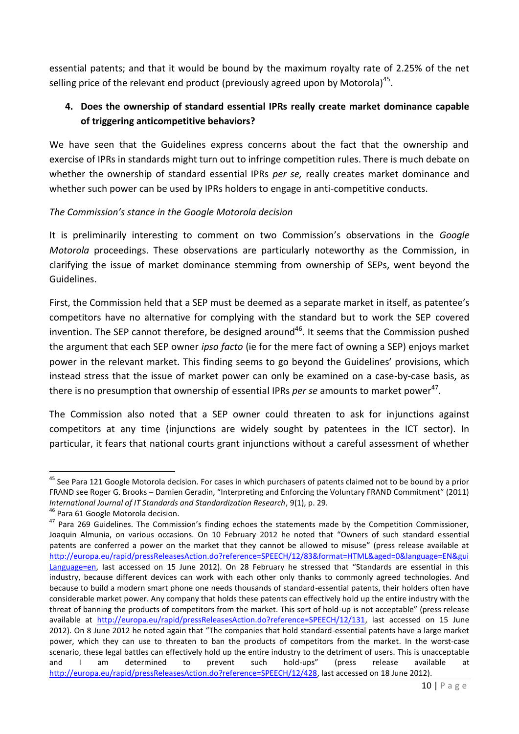essential patents; and that it would be bound by the maximum royalty rate of 2.25% of the net selling price of the relevant end product (previously agreed upon by Motorola)[45].

## 4. Does the ownership of standard essential IPRs really create market dominance capable of triggering anticompetitive behaviors?

We have seen that the Guidelines express concerns about the fact that the ownership and exercise of IPRs in standards might turn out to infringe competition rules. There is much debate on whether the ownership of standard essential IPRs *per se,* really creates market dominance and whether such power can be used by IPRs holders to engage in anti-competitive conducts.

*The Commission's stance in the Google Motorola decision*

It is preliminarily interesting to comment on two Commission's observations in the *Google Motorola* proceedings. These observations are particularly noteworthy as the Commission, in clarifying the issue of market dominance stemming from ownership of SEPs, went beyond the Guidelines.

First, the Commission held that a SEP must be deemed as a separate market in itself, as patentee's competitors have no alternative for complying with the standard but to work the SEP covered invention. The SEP cannot therefore, be designed around[46]. It seems that the Commission pushed the argument that each SEP owner *ipso facto* (ie for the mere fact of owning a SEP) enjoys market power in the relevant market. This finding seems to go beyond the Guidelines' provisions, which instead stress that the issue of market power can only be examined on a case-by-case basis, as there is no presumption that ownership of essential IPRs *per se* amounts to market power[47].

The Commission also noted that a SEP owner could threaten to ask for injunctions against competitors at any time (injunctions are widely sought by patentees in the ICT sector). In particular, it fears that national courts grant injunctions without a careful assessment of whether

---

[45] See Para 121 Google Motorola decision. For cases in which purchasers of patents claimed not to be bound by a prior FRAND see Roger G. Brooks – Damien Geradin, "Interpreting and Enforcing the Voluntary FRAND Commitment" (2011) *International Journal of IT Standards and Standardization Research*, 9(1), p. 29.

[46] Para 61 Google Motorola decision.

[47] Para 269 Guidelines. The Commission's finding echoes the statements made by the Competition Commissioner, Joaquin Almunia, on various occasions. On 10 February 2012 he noted that "Owners of such standard essential patents are conferred a power on the market that they cannot be allowed to misuse" (press release available at http://europa.eu/rapid/pressReleasesAction.do?reference=SPEECH/12/83&format=HTML&aged=0&language=EN&guiLanguage=en, last accessed on 15 June 2012). On 28 February he stressed that "Standards are essential in this industry, because different devices can work with each other only thanks to commonly agreed technologies. And because to build a modern smart phone one needs thousands of standard-essential patents, their holders often have considerable market power. Any company that holds these patents can effectively hold up the entire industry with the threat of banning the products of competitors from the market. This sort of hold-up is not acceptable" (press release available at http://europa.eu/rapid/pressReleasesAction.do?reference=SPEECH/12/131, last accessed on 15 June 2012). On 8 June 2012 he noted again that "The companies that hold standard-essential patents have a large market power, which they can use to threaten to ban the products of competitors from the market. In the worst-case scenario, these legal battles can effectively hold up the entire industry to the detriment of users. This is unacceptable and I am determined to prevent such hold-ups" (press release available at http://europa.eu/rapid/pressReleasesAction.do?reference=SPEECH/12/428, last accessed on 18 June 2012).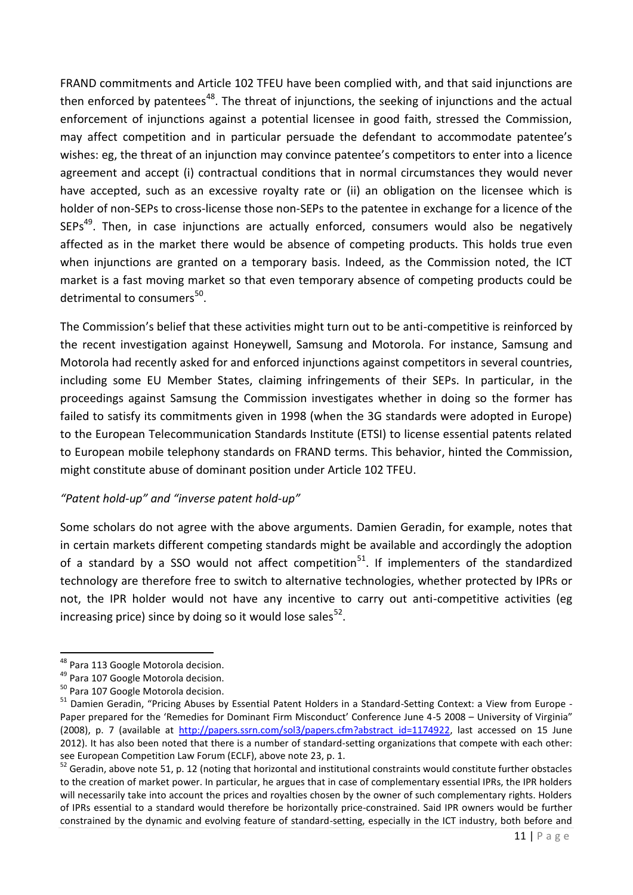FRAND commitments and Article 102 TFEU have been complied with, and that said injunctions are then enforced by patentees[48]. The threat of injunctions, the seeking of injunctions and the actual enforcement of injunctions against a potential licensee in good faith, stressed the Commission, may affect competition and in particular persuade the defendant to accommodate patentee's wishes: eg, the threat of an injunction may convince patentee's competitors to enter into a licence agreement and accept (i) contractual conditions that in normal circumstances they would never have accepted, such as an excessive royalty rate or (ii) an obligation on the licensee which is holder of non-SEPs to cross-license those non-SEPs to the patentee in exchange for a licence of the SEPs[49]. Then, in case injunctions are actually enforced, consumers would also be negatively affected as in the market there would be absence of competing products. This holds true even when injunctions are granted on a temporary basis. Indeed, as the Commission noted, the ICT market is a fast moving market so that even temporary absence of competing products could be detrimental to consumers[50].

The Commission's belief that these activities might turn out to be anti-competitive is reinforced by the recent investigation against Honeywell, Samsung and Motorola. For instance, Samsung and Motorola had recently asked for and enforced injunctions against competitors in several countries, including some EU Member States, claiming infringements of their SEPs. In particular, in the proceedings against Samsung the Commission investigates whether in doing so the former has failed to satisfy its commitments given in 1998 (when the 3G standards were adopted in Europe) to the European Telecommunication Standards Institute (ETSI) to license essential patents related to European mobile telephony standards on FRAND terms. This behavior, hinted the Commission, might constitute abuse of dominant position under Article 102 TFEU.

*"Patent hold-up" and "inverse patent hold-up"*

Some scholars do not agree with the above arguments. Damien Geradin, for example, notes that in certain markets different competing standards might be available and accordingly the adoption of a standard by a SSO would not affect competition[51]. If implementers of the standardized technology are therefore free to switch to alternative technologies, whether protected by IPRs or not, the IPR holder would not have any incentive to carry out anti-competitive activities (eg increasing price) since by doing so it would lose sales[52].

---

[48] Para 113 Google Motorola decision.

[49] Para 107 Google Motorola decision.

[50] Para 107 Google Motorola decision.

[51] Damien Geradin, "Pricing Abuses by Essential Patent Holders in a Standard-Setting Context: a View from Europe - Paper prepared for the 'Remedies for Dominant Firm Misconduct' Conference June 4-5 2008 – University of Virginia" (2008), p. 7 (available at http://papers.ssrn.com/sol3/papers.cfm?abstract_id=1174922, last accessed on 15 June 2012). It has also been noted that there is a number of standard-setting organizations that compete with each other: see European Competition Law Forum (ECLF), above note 23, p. 1.

[52] Geradin, above note 51, p. 12 (noting that horizontal and institutional constraints would constitute further obstacles to the creation of market power. In particular, he argues that in case of complementary essential IPRs, the IPR holders will necessarily take into account the prices and royalties chosen by the owner of such complementary rights. Holders of IPRs essential to a standard would therefore be horizontally price-constrained. Said IPR owners would be further constrained by the dynamic and evolving feature of standard-setting, especially in the ICT industry, both before and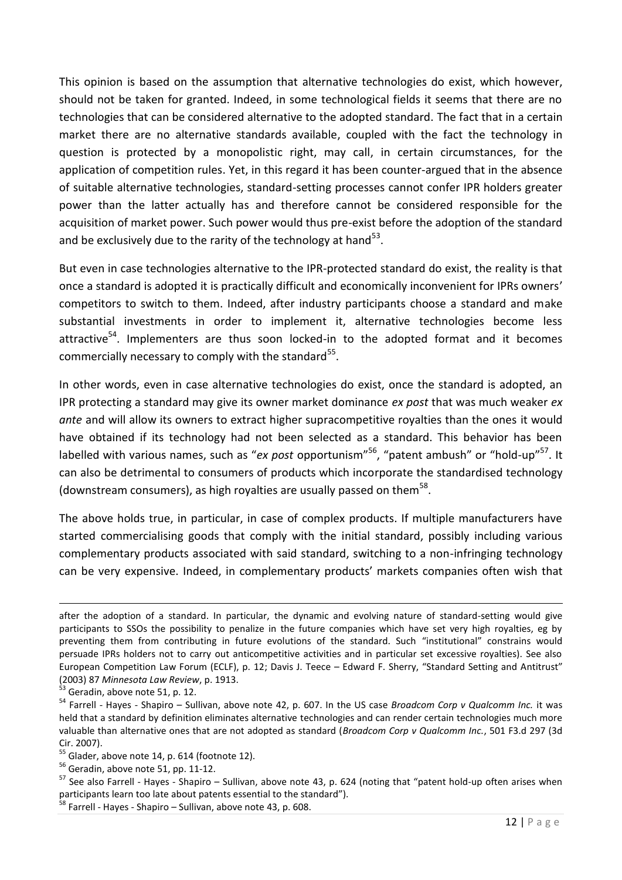This opinion is based on the assumption that alternative technologies do exist, which however, should not be taken for granted. Indeed, in some technological fields it seems that there are no technologies that can be considered alternative to the adopted standard. The fact that in a certain market there are no alternative standards available, coupled with the fact the technology in question is protected by a monopolistic right, may call, in certain circumstances, for the application of competition rules. Yet, in this regard it has been counter-argued that in the absence of suitable alternative technologies, standard-setting processes cannot confer IPR holders greater power than the latter actually has and therefore cannot be considered responsible for the acquisition of market power. Such power would thus pre-exist before the adoption of the standard and be exclusively due to the rarity of the technology at hand[53].

But even in case technologies alternative to the IPR-protected standard do exist, the reality is that once a standard is adopted it is practically difficult and economically inconvenient for IPRs owners' competitors to switch to them. Indeed, after industry participants choose a standard and make substantial investments in order to implement it, alternative technologies become less attractive[54]. Implementers are thus soon locked-in to the adopted format and it becomes commercially necessary to comply with the standard[55].

In other words, even in case alternative technologies do exist, once the standard is adopted, an IPR protecting a standard may give its owner market dominance *ex post* that was much weaker *ex ante* and will allow its owners to extract higher supracompetitive royalties than the ones it would have obtained if its technology had not been selected as a standard. This behavior has been labelled with various names, such as "*ex post* opportunism"[56], "patent ambush" or "hold-up"[57]. It can also be detrimental to consumers of products which incorporate the standardised technology (downstream consumers), as high royalties are usually passed on them[58].

The above holds true, in particular, in case of complex products. If multiple manufacturers have started commercialising goods that comply with the initial standard, possibly including various complementary products associated with said standard, switching to a non-infringing technology can be very expensive. Indeed, in complementary products' markets companies often wish that

---

after the adoption of a standard. In particular, the dynamic and evolving nature of standard-setting would give participants to SSOs the possibility to penalize in the future companies which have set very high royalties, eg by preventing them from contributing in future evolutions of the standard. Such "institutional" constrains would persuade IPRs holders not to carry out anticompetitive activities and in particular set excessive royalties). See also European Competition Law Forum (ECLF), p. 12; Davis J. Teece – Edward F. Sherry, "Standard Setting and Antitrust" (2003) 87 *Minnesota Law Review*, p. 1913.

[53] Geradin, above note 51, p. 12.

[54] Farrell - Hayes - Shapiro – Sullivan, above note 42, p. 607. In the US case *Broadcom Corp v Qualcomm Inc.* it was held that a standard by definition eliminates alternative technologies and can render certain technologies much more valuable than alternative ones that are not adopted as standard (*Broadcom Corp v Qualcomm Inc.*, 501 F3.d 297 (3d Cir. 2007).

[55] Glader, above note 14, p. 614 (footnote 12).

[56] Geradin, above note 51, pp. 11-12.

[57] See also Farrell - Hayes - Shapiro – Sullivan, above note 43, p. 624 (noting that "patent hold-up often arises when participants learn too late about patents essential to the standard").

[58] Farrell - Hayes - Shapiro – Sullivan, above note 43, p. 608.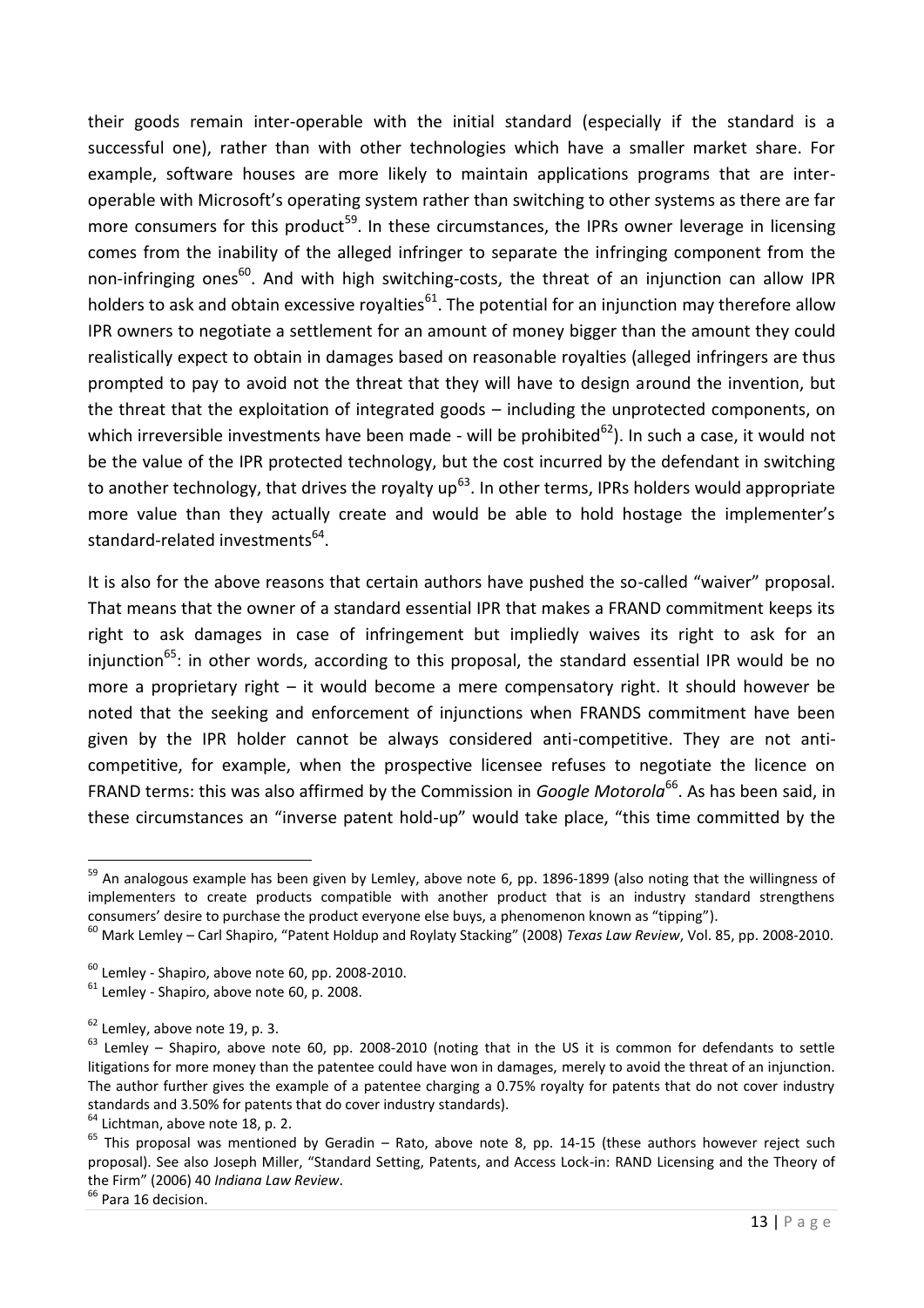their goods remain inter-operable with the initial standard (especially if the standard is a successful one), rather than with other technologies which have a smaller market share. For example, software houses are more likely to maintain applications programs that are inter-operable with Microsoft's operating system rather than switching to other systems as there are far more consumers for this product[59]. In these circumstances, the IPRs owner leverage in licensing comes from the inability of the alleged infringer to separate the infringing component from the non-infringing ones[60]. And with high switching-costs, the threat of an injunction can allow IPR holders to ask and obtain excessive royalties[61]. The potential for an injunction may therefore allow IPR owners to negotiate a settlement for an amount of money bigger than the amount they could realistically expect to obtain in damages based on reasonable royalties (alleged infringers are thus prompted to pay to avoid not the threat that they will have to design around the invention, but the threat that the exploitation of integrated goods – including the unprotected components, on which irreversible investments have been made - will be prohibited[62]). In such a case, it would not be the value of the IPR protected technology, but the cost incurred by the defendant in switching to another technology, that drives the royalty up[63]. In other terms, IPRs holders would appropriate more value than they actually create and would be able to hold hostage the implementer's standard-related investments[64].

It is also for the above reasons that certain authors have pushed the so-called "waiver" proposal. That means that the owner of a standard essential IPR that makes a FRAND commitment keeps its right to ask damages in case of infringement but impliedly waives its right to ask for an injunction[65]: in other words, according to this proposal, the standard essential IPR would be no more a proprietary right – it would become a mere compensatory right. It should however be noted that the seeking and enforcement of injunctions when FRANDS commitment have been given by the IPR holder cannot be always considered anti-competitive. They are not anti-competitive, for example, when the prospective licensee refuses to negotiate the licence on FRAND terms: this was also affirmed by the Commission in *Google Motorola*[66]. As has been said, in these circumstances an "inverse patent hold-up" would take place, "this time committed by the

---

[59] An analogous example has been given by Lemley, above note 6, pp. 1896-1899 (also noting that the willingness of implementers to create products compatible with another product that is an industry standard strengthens consumers' desire to purchase the product everyone else buys, a phenomenon known as "tipping").

[60] Mark Lemley – Carl Shapiro, "Patent Holdup and Roylaty Stacking" (2008) *Texas Law Review*, Vol. 85, pp. 2008-2010.

[60] Lemley - Shapiro, above note 60, pp. 2008-2010.

[61] Lemley - Shapiro, above note 60, p. 2008.

[62] Lemley, above note 19, p. 3.

[63] Lemley – Shapiro, above note 60, pp. 2008-2010 (noting that in the US it is common for defendants to settle litigations for more money than the patentee could have won in damages, merely to avoid the threat of an injunction. The author further gives the example of a patentee charging a 0.75% royalty for patents that do not cover industry standards and 3.50% for patents that do cover industry standards).

[64] Lichtman, above note 18, p. 2.

[65] This proposal was mentioned by Geradin – Rato, above note 8, pp. 14-15 (these authors however reject such proposal). See also Joseph Miller, "Standard Setting, Patents, and Access Lock-in: RAND Licensing and the Theory of the Firm" (2006) 40 *Indiana Law Review*.

[66] Para 16 decision.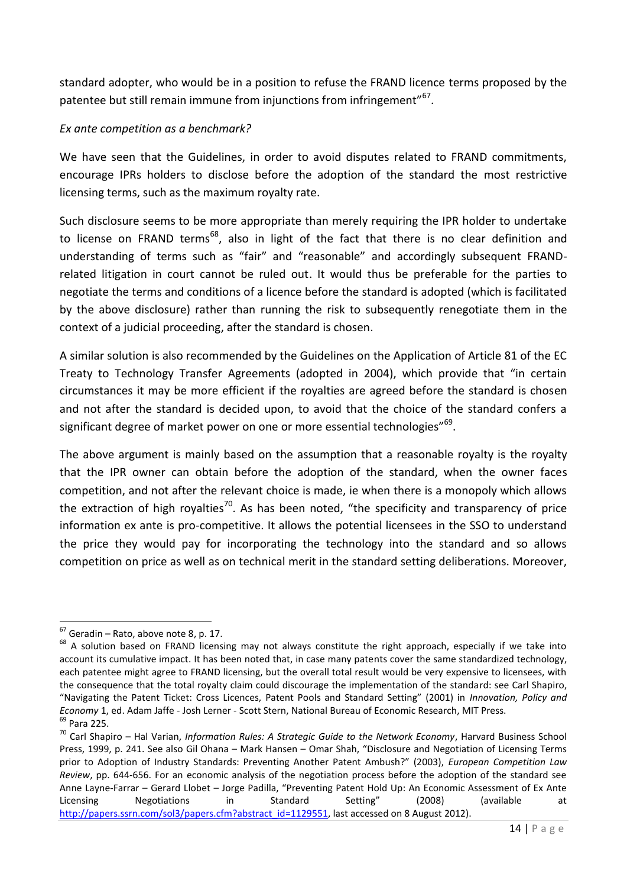standard adopter, who would be in a position to refuse the FRAND licence terms proposed by the patentee but still remain immune from injunctions from infringement"[67].

*Ex ante competition as a benchmark?*

We have seen that the Guidelines, in order to avoid disputes related to FRAND commitments, encourage IPRs holders to disclose before the adoption of the standard the most restrictive licensing terms, such as the maximum royalty rate.

Such disclosure seems to be more appropriate than merely requiring the IPR holder to undertake to license on FRAND terms[68], also in light of the fact that there is no clear definition and understanding of terms such as "fair" and "reasonable" and accordingly subsequent FRAND-related litigation in court cannot be ruled out. It would thus be preferable for the parties to negotiate the terms and conditions of a licence before the standard is adopted (which is facilitated by the above disclosure) rather than running the risk to subsequently renegotiate them in the context of a judicial proceeding, after the standard is chosen.

A similar solution is also recommended by the Guidelines on the Application of Article 81 of the EC Treaty to Technology Transfer Agreements (adopted in 2004), which provide that "in certain circumstances it may be more efficient if the royalties are agreed before the standard is chosen and not after the standard is decided upon, to avoid that the choice of the standard confers a significant degree of market power on one or more essential technologies"[69].

The above argument is mainly based on the assumption that a reasonable royalty is the royalty that the IPR owner can obtain before the adoption of the standard, when the owner faces competition, and not after the relevant choice is made, ie when there is a monopoly which allows the extraction of high royalties[70]. As has been noted, "the specificity and transparency of price information ex ante is pro-competitive. It allows the potential licensees in the SSO to understand the price they would pay for incorporating the technology into the standard and so allows competition on price as well as on technical merit in the standard setting deliberations. Moreover,

---

[67] Geradin – Rato, above note 8, p. 17.

[68] A solution based on FRAND licensing may not always constitute the right approach, especially if we take into account its cumulative impact. It has been noted that, in case many patents cover the same standardized technology, each patentee might agree to FRAND licensing, but the overall total result would be very expensive to licensees, with the consequence that the total royalty claim could discourage the implementation of the standard: see Carl Shapiro, "Navigating the Patent Ticket: Cross Licences, Patent Pools and Standard Setting" (2001) in *Innovation, Policy and Economy* 1, ed. Adam Jaffe - Josh Lerner - Scott Stern, National Bureau of Economic Research, MIT Press.

[69] Para 225.

[70] Carl Shapiro – Hal Varian, *Information Rules: A Strategic Guide to the Network Economy*, Harvard Business School Press, 1999, p. 241. See also Gil Ohana – Mark Hansen – Omar Shah, "Disclosure and Negotiation of Licensing Terms prior to Adoption of Industry Standards: Preventing Another Patent Ambush?" (2003), *European Competition Law Review*, pp. 644-656. For an economic analysis of the negotiation process before the adoption of the standard see Anne Layne-Farrar – Gerard Llobet – Jorge Padilla, "Preventing Patent Hold Up: An Economic Assessment of Ex Ante Licensing Negotiations in Standard Setting" (2008) (available at http://papers.ssrn.com/sol3/papers.cfm?abstract_id=1129551, last accessed on 8 August 2012).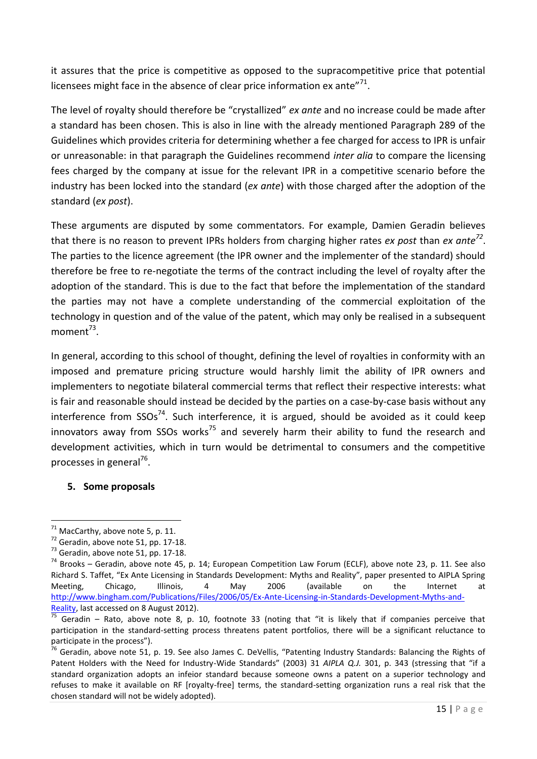it assures that the price is competitive as opposed to the supracompetitive price that potential licensees might face in the absence of clear price information ex ante"[71].

The level of royalty should therefore be "crystallized" *ex ante* and no increase could be made after a standard has been chosen. This is also in line with the already mentioned Paragraph 289 of the Guidelines which provides criteria for determining whether a fee charged for access to IPR is unfair or unreasonable: in that paragraph the Guidelines recommend *inter alia* to compare the licensing fees charged by the company at issue for the relevant IPR in a competitive scenario before the industry has been locked into the standard (*ex ante*) with those charged after the adoption of the standard (*ex post*).

These arguments are disputed by some commentators. For example, Damien Geradin believes that there is no reason to prevent IPRs holders from charging higher rates *ex post* than *ex ante*[72]. The parties to the licence agreement (the IPR owner and the implementer of the standard) should therefore be free to re-negotiate the terms of the contract including the level of royalty after the adoption of the standard. This is due to the fact that before the implementation of the standard the parties may not have a complete understanding of the commercial exploitation of the technology in question and of the value of the patent, which may only be realised in a subsequent moment[73].

In general, according to this school of thought, defining the level of royalties in conformity with an imposed and premature pricing structure would harshly limit the ability of IPR owners and implementers to negotiate bilateral commercial terms that reflect their respective interests: what is fair and reasonable should instead be decided by the parties on a case-by-case basis without any interference from SSOs[74]. Such interference, it is argued, should be avoided as it could keep innovators away from SSOs works[75] and severely harm their ability to fund the research and development activities, which in turn would be detrimental to consumers and the competitive processes in general[76].

## 5. Some proposals

[71] MacCarthy, above note 5, p. 11.

[72] Geradin, above note 51, pp. 17-18.

[73] Geradin, above note 51, pp. 17-18.

[74] Brooks – Geradin, above note 45, p. 14; European Competition Law Forum (ECLF), above note 23, p. 11. See also Richard S. Taffet, "Ex Ante Licensing in Standards Development: Myths and Reality", paper presented to AIPLA Spring Meeting, Chicago, Illinois, 4 May 2006 (available on the Internet at http://www.bingham.com/Publications/Files/2006/05/Ex-Ante-Licensing-in-Standards-Development-Myths-and-Reality, last accessed on 8 August 2012).

[75] Geradin – Rato, above note 8, p. 10, footnote 33 (noting that "it is likely that if companies perceive that participation in the standard-setting process threatens patent portfolios, there will be a significant reluctance to participate in the process").

[76] Geradin, above note 51, p. 19. See also James C. DeVellis, "Patenting Industry Standards: Balancing the Rights of Patent Holders with the Need for Industry-Wide Standards" (2003) 31 *AIPLA Q.J.* 301, p. 343 (stressing that "if a standard organization adopts an infeior standard because someone owns a patent on a superior technology and refuses to make it available on RF [royalty-free] terms, the standard-setting organization runs a real risk that the chosen standard will not be widely adopted).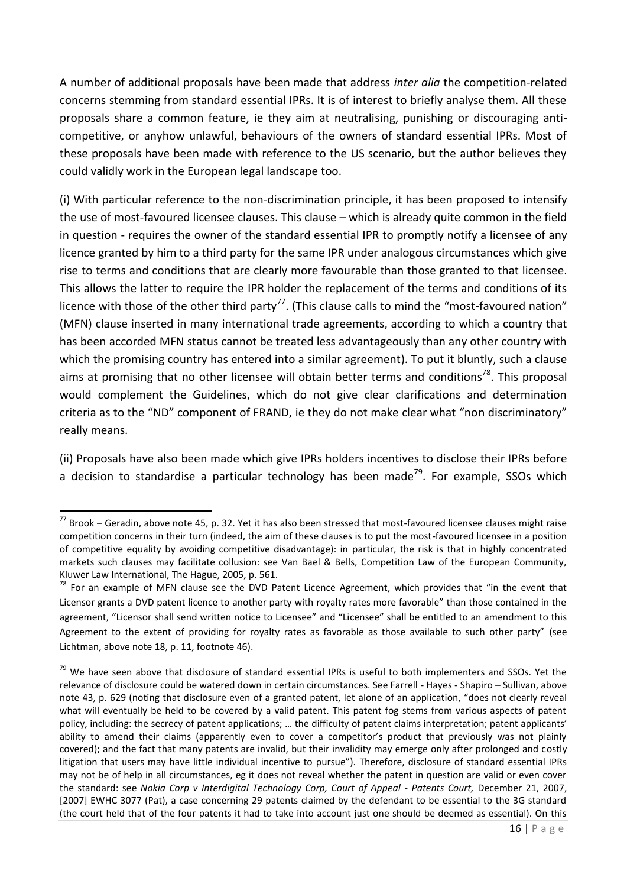A number of additional proposals have been made that address *inter alia* the competition-related concerns stemming from standard essential IPRs. It is of interest to briefly analyse them. All these proposals share a common feature, ie they aim at neutralising, punishing or discouraging anti-competitive, or anyhow unlawful, behaviours of the owners of standard essential IPRs. Most of these proposals have been made with reference to the US scenario, but the author believes they could validly work in the European legal landscape too.

(i) With particular reference to the non-discrimination principle, it has been proposed to intensify the use of most-favoured licensee clauses. This clause – which is already quite common in the field in question - requires the owner of the standard essential IPR to promptly notify a licensee of any licence granted by him to a third party for the same IPR under analogous circumstances which give rise to terms and conditions that are clearly more favourable than those granted to that licensee. This allows the latter to require the IPR holder the replacement of the terms and conditions of its licence with those of the other third party[77]. (This clause calls to mind the "most-favoured nation" (MFN) clause inserted in many international trade agreements, according to which a country that has been accorded MFN status cannot be treated less advantageously than any other country with which the promising country has entered into a similar agreement). To put it bluntly, such a clause aims at promising that no other licensee will obtain better terms and conditions[78]. This proposal would complement the Guidelines, which do not give clear clarifications and determination criteria as to the "ND" component of FRAND, ie they do not make clear what "non discriminatory" really means.

(ii) Proposals have also been made which give IPRs holders incentives to disclose their IPRs before a decision to standardise a particular technology has been made[79]. For example, SSOs which

---

[77] Brook – Geradin, above note 45, p. 32. Yet it has also been stressed that most-favoured licensee clauses might raise competition concerns in their turn (indeed, the aim of these clauses is to put the most-favoured licensee in a position of competitive equality by avoiding competitive disadvantage): in particular, the risk is that in highly concentrated markets such clauses may facilitate collusion: see Van Bael & Bells, Competition Law of the European Community, Kluwer Law International, The Hague, 2005, p. 561.

[78] For an example of MFN clause see the DVD Patent Licence Agreement, which provides that "in the event that Licensor grants a DVD patent licence to another party with royalty rates more favorable" than those contained in the agreement, "Licensor shall send written notice to Licensee" and "Licensee" shall be entitled to an amendment to this Agreement to the extent of providing for royalty rates as favorable as those available to such other party" (see Lichtman, above note 18, p. 11, footnote 46).

[79] We have seen above that disclosure of standard essential IPRs is useful to both implementers and SSOs. Yet the relevance of disclosure could be watered down in certain circumstances. See Farrell - Hayes - Shapiro – Sullivan, above note 43, p. 629 (noting that disclosure even of a granted patent, let alone of an application, "does not clearly reveal what will eventually be held to be covered by a valid patent. This patent fog stems from various aspects of patent policy, including: the secrecy of patent applications; … the difficulty of patent claims interpretation; patent applicants' ability to amend their claims (apparently even to cover a competitor's product that previously was not plainly covered); and the fact that many patents are invalid, but their invalidity may emerge only after prolonged and costly litigation that users may have little individual incentive to pursue"). Therefore, disclosure of standard essential IPRs may not be of help in all circumstances, eg it does not reveal whether the patent in question are valid or even cover the standard: see *Nokia Corp v Interdigital Technology Corp, Court of Appeal - Patents Court,* December 21, 2007, [2007] EWHC 3077 (Pat), a case concerning 29 patents claimed by the defendant to be essential to the 3G standard (the court held that of the four patents it had to take into account just one should be deemed as essential). On this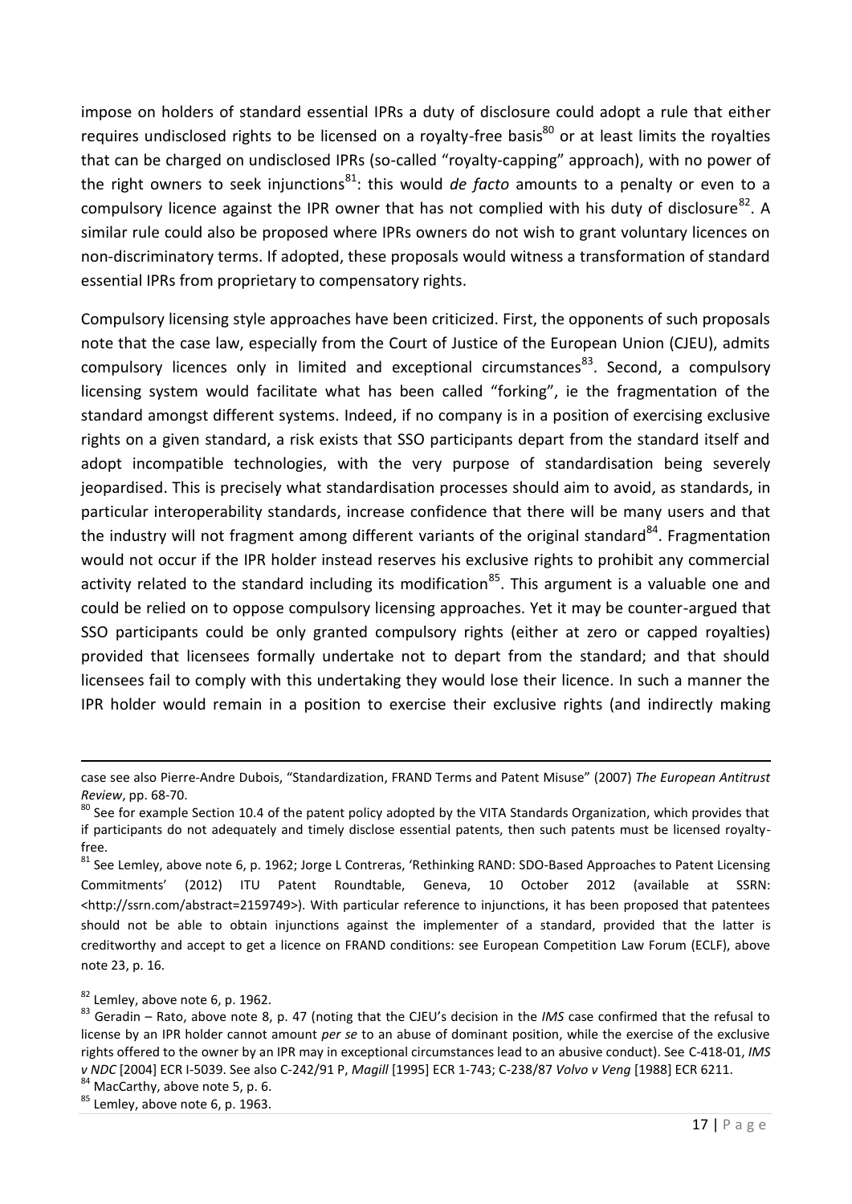impose on holders of standard essential IPRs a duty of disclosure could adopt a rule that either requires undisclosed rights to be licensed on a royalty-free basis[80] or at least limits the royalties that can be charged on undisclosed IPRs (so-called "royalty-capping" approach), with no power of the right owners to seek injunctions[81]: this would *de facto* amounts to a penalty or even to a compulsory licence against the IPR owner that has not complied with his duty of disclosure[82]. A similar rule could also be proposed where IPRs owners do not wish to grant voluntary licences on non-discriminatory terms. If adopted, these proposals would witness a transformation of standard essential IPRs from proprietary to compensatory rights.

Compulsory licensing style approaches have been criticized. First, the opponents of such proposals note that the case law, especially from the Court of Justice of the European Union (CJEU), admits compulsory licences only in limited and exceptional circumstances[83]. Second, a compulsory licensing system would facilitate what has been called "forking", ie the fragmentation of the standard amongst different systems. Indeed, if no company is in a position of exercising exclusive rights on a given standard, a risk exists that SSO participants depart from the standard itself and adopt incompatible technologies, with the very purpose of standardisation being severely jeopardised. This is precisely what standardisation processes should aim to avoid, as standards, in particular interoperability standards, increase confidence that there will be many users and that the industry will not fragment among different variants of the original standard[84]. Fragmentation would not occur if the IPR holder instead reserves his exclusive rights to prohibit any commercial activity related to the standard including its modification[85]. This argument is a valuable one and could be relied on to oppose compulsory licensing approaches. Yet it may be counter-argued that SSO participants could be only granted compulsory rights (either at zero or capped royalties) provided that licensees formally undertake not to depart from the standard; and that should licensees fail to comply with this undertaking they would lose their licence. In such a manner the IPR holder would remain in a position to exercise their exclusive rights (and indirectly making

---

case see also Pierre-Andre Dubois, "Standardization, FRAND Terms and Patent Misuse" (2007) *The European Antitrust Review*, pp. 68-70.

[80] See for example Section 10.4 of the patent policy adopted by the VITA Standards Organization, which provides that if participants do not adequately and timely disclose essential patents, then such patents must be licensed royalty-free.

[81] See Lemley, above note 6, p. 1962; Jorge L Contreras, 'Rethinking RAND: SDO-Based Approaches to Patent Licensing Commitments' (2012) ITU Patent Roundtable, Geneva, 10 October 2012 (available at SSRN: <http://ssrn.com/abstract=2159749>). With particular reference to injunctions, it has been proposed that patentees should not be able to obtain injunctions against the implementer of a standard, provided that the latter is creditworthy and accept to get a licence on FRAND conditions: see European Competition Law Forum (ECLF), above note 23, p. 16.

[82] Lemley, above note 6, p. 1962.

[83] Geradin – Rato, above note 8, p. 47 (noting that the CJEU's decision in the *IMS* case confirmed that the refusal to license by an IPR holder cannot amount *per se* to an abuse of dominant position, while the exercise of the exclusive rights offered to the owner by an IPR may in exceptional circumstances lead to an abusive conduct). See C-418-01, *IMS v NDC* [2004] ECR I-5039. See also C-242/91 P, *Magill* [1995] ECR 1-743; C-238/87 *Volvo v Veng* [1988] ECR 6211.

[84] MacCarthy, above note 5, p. 6.

[85] Lemley, above note 6, p. 1963.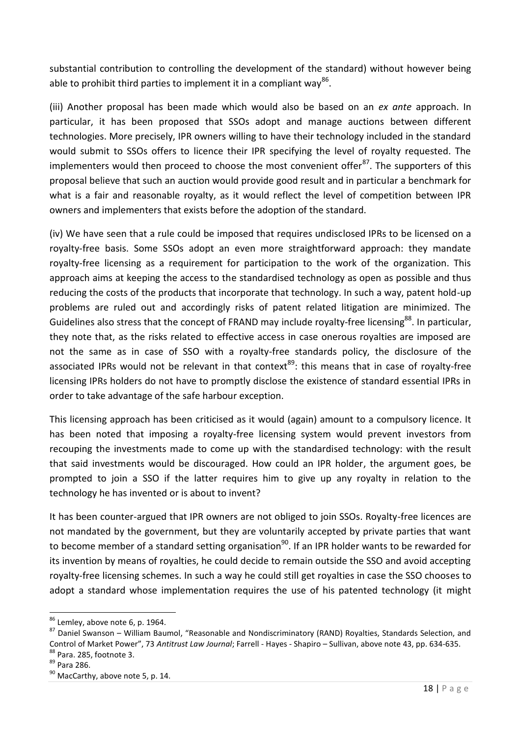substantial contribution to controlling the development of the standard) without however being able to prohibit third parties to implement it in a compliant way[86].

(iii) Another proposal has been made which would also be based on an *ex ante* approach. In particular, it has been proposed that SSOs adopt and manage auctions between different technologies. More precisely, IPR owners willing to have their technology included in the standard would submit to SSOs offers to licence their IPR specifying the level of royalty requested. The implementers would then proceed to choose the most convenient offer[87]. The supporters of this proposal believe that such an auction would provide good result and in particular a benchmark for what is a fair and reasonable royalty, as it would reflect the level of competition between IPR owners and implementers that exists before the adoption of the standard.

(iv) We have seen that a rule could be imposed that requires undisclosed IPRs to be licensed on a royalty-free basis. Some SSOs adopt an even more straightforward approach: they mandate royalty-free licensing as a requirement for participation to the work of the organization. This approach aims at keeping the access to the standardised technology as open as possible and thus reducing the costs of the products that incorporate that technology. In such a way, patent hold-up problems are ruled out and accordingly risks of patent related litigation are minimized. The Guidelines also stress that the concept of FRAND may include royalty-free licensing[88]. In particular, they note that, as the risks related to effective access in case onerous royalties are imposed are not the same as in case of SSO with a royalty-free standards policy, the disclosure of the associated IPRs would not be relevant in that context[89]: this means that in case of royalty-free licensing IPRs holders do not have to promptly disclose the existence of standard essential IPRs in order to take advantage of the safe harbour exception.

This licensing approach has been criticised as it would (again) amount to a compulsory licence. It has been noted that imposing a royalty-free licensing system would prevent investors from recouping the investments made to come up with the standardised technology: with the result that said investments would be discouraged. How could an IPR holder, the argument goes, be prompted to join a SSO if the latter requires him to give up any royalty in relation to the technology he has invented or is about to invent?

It has been counter-argued that IPR owners are not obliged to join SSOs. Royalty-free licences are not mandated by the government, but they are voluntarily accepted by private parties that want to become member of a standard setting organisation[90]. If an IPR holder wants to be rewarded for its invention by means of royalties, he could decide to remain outside the SSO and avoid accepting royalty-free licensing schemes. In such a way he could still get royalties in case the SSO chooses to adopt a standard whose implementation requires the use of his patented technology (it might

[86] Lemley, above note 6, p. 1964.

[87] Daniel Swanson – William Baumol, "Reasonable and Nondiscriminatory (RAND) Royalties, Standards Selection, and Control of Market Power", 73 *Antitrust Law Journal*; Farrell - Hayes - Shapiro – Sullivan, above note 43, pp. 634-635.

[88] Para. 285, footnote 3.

[89] Para 286.

[90] MacCarthy, above note 5, p. 14.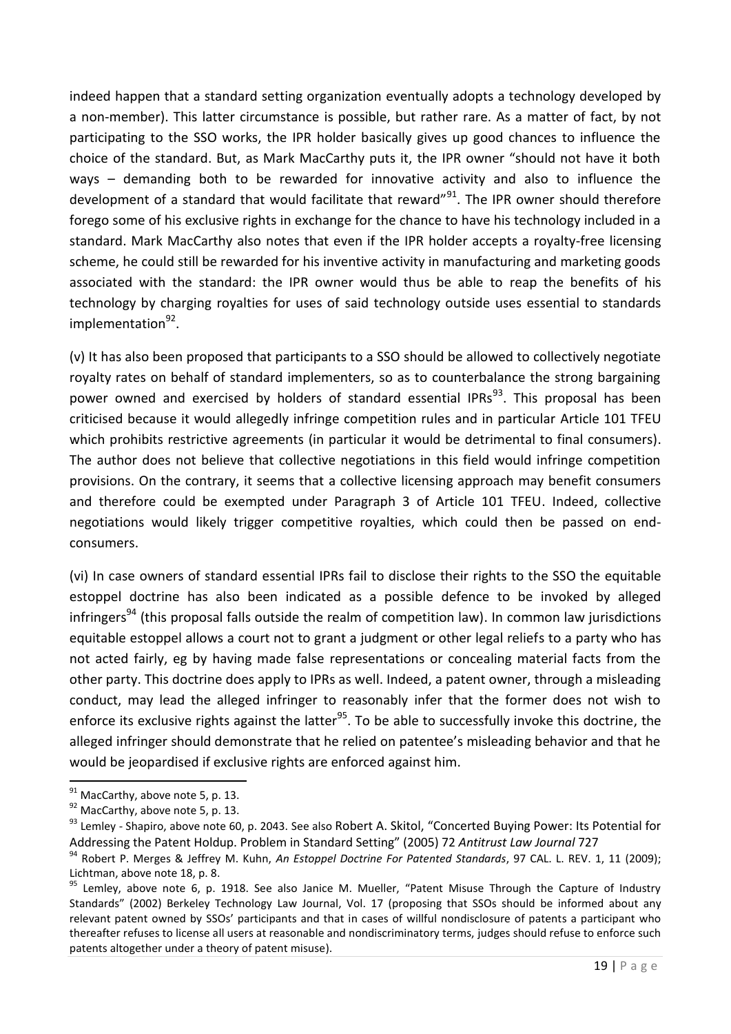indeed happen that a standard setting organization eventually adopts a technology developed by a non-member). This latter circumstance is possible, but rather rare. As a matter of fact, by not participating to the SSO works, the IPR holder basically gives up good chances to influence the choice of the standard. But, as Mark MacCarthy puts it, the IPR owner "should not have it both ways – demanding both to be rewarded for innovative activity and also to influence the development of a standard that would facilitate that reward"[91]. The IPR owner should therefore forego some of his exclusive rights in exchange for the chance to have his technology included in a standard. Mark MacCarthy also notes that even if the IPR holder accepts a royalty-free licensing scheme, he could still be rewarded for his inventive activity in manufacturing and marketing goods associated with the standard: the IPR owner would thus be able to reap the benefits of his technology by charging royalties for uses of said technology outside uses essential to standards implementation[92].

(v) It has also been proposed that participants to a SSO should be allowed to collectively negotiate royalty rates on behalf of standard implementers, so as to counterbalance the strong bargaining power owned and exercised by holders of standard essential IPRs[93]. This proposal has been criticised because it would allegedly infringe competition rules and in particular Article 101 TFEU which prohibits restrictive agreements (in particular it would be detrimental to final consumers). The author does not believe that collective negotiations in this field would infringe competition provisions. On the contrary, it seems that a collective licensing approach may benefit consumers and therefore could be exempted under Paragraph 3 of Article 101 TFEU. Indeed, collective negotiations would likely trigger competitive royalties, which could then be passed on end-consumers.

(vi) In case owners of standard essential IPRs fail to disclose their rights to the SSO the equitable estoppel doctrine has also been indicated as a possible defence to be invoked by alleged infringers[94] (this proposal falls outside the realm of competition law). In common law jurisdictions equitable estoppel allows a court not to grant a judgment or other legal reliefs to a party who has not acted fairly, eg by having made false representations or concealing material facts from the other party. This doctrine does apply to IPRs as well. Indeed, a patent owner, through a misleading conduct, may lead the alleged infringer to reasonably infer that the former does not wish to enforce its exclusive rights against the latter[95]. To be able to successfully invoke this doctrine, the alleged infringer should demonstrate that he relied on patentee's misleading behavior and that he would be jeopardised if exclusive rights are enforced against him.

---

[91] MacCarthy, above note 5, p. 13.

[92] MacCarthy, above note 5, p. 13.

[93] Lemley - Shapiro, above note 60, p. 2043. See also Robert A. Skitol, "Concerted Buying Power: Its Potential for Addressing the Patent Holdup. Problem in Standard Setting" (2005) 72 *Antitrust Law Journal* 727

[94] Robert P. Merges & Jeffrey M. Kuhn, *An Estoppel Doctrine For Patented Standards*, 97 CAL. L. REV. 1, 11 (2009); Lichtman, above note 18, p. 8.

[95] Lemley, above note 6, p. 1918. See also Janice M. Mueller, "Patent Misuse Through the Capture of Industry Standards" (2002) Berkeley Technology Law Journal, Vol. 17 (proposing that SSOs should be informed about any relevant patent owned by SSOs' participants and that in cases of willful nondisclosure of patents a participant who thereafter refuses to license all users at reasonable and nondiscriminatory terms, judges should refuse to enforce such patents altogether under a theory of patent misuse).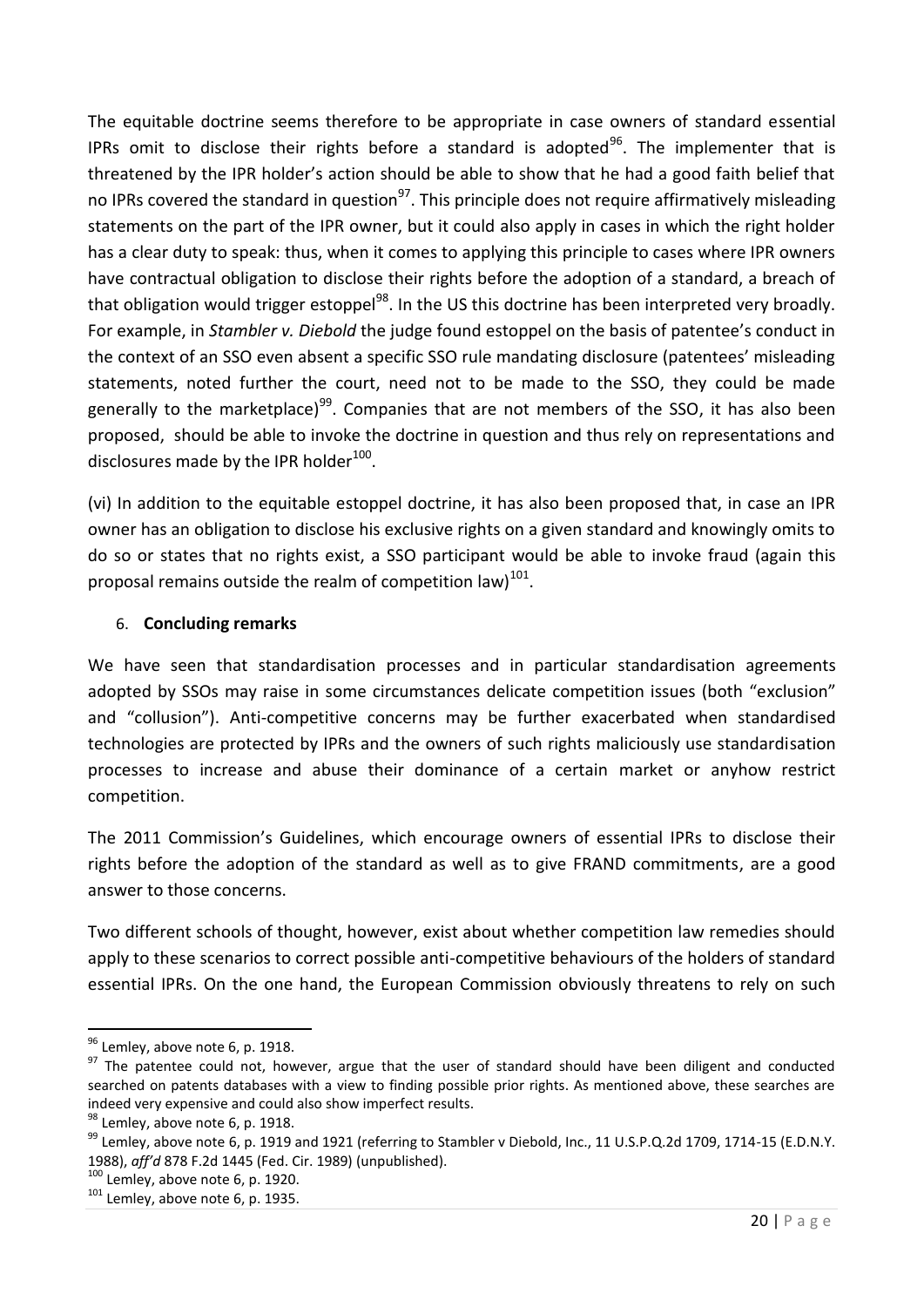The equitable doctrine seems therefore to be appropriate in case owners of standard essential IPRs omit to disclose their rights before a standard is adopted[96]. The implementer that is threatened by the IPR holder's action should be able to show that he had a good faith belief that no IPRs covered the standard in question[97]. This principle does not require affirmatively misleading statements on the part of the IPR owner, but it could also apply in cases in which the right holder has a clear duty to speak: thus, when it comes to applying this principle to cases where IPR owners have contractual obligation to disclose their rights before the adoption of a standard, a breach of that obligation would trigger estoppel[98]. In the US this doctrine has been interpreted very broadly. For example, in *Stambler v. Diebold* the judge found estoppel on the basis of patentee's conduct in the context of an SSO even absent a specific SSO rule mandating disclosure (patentees' misleading statements, noted further the court, need not to be made to the SSO, they could be made generally to the marketplace)[99]. Companies that are not members of the SSO, it has also been proposed, should be able to invoke the doctrine in question and thus rely on representations and disclosures made by the IPR holder[100].

(vi) In addition to the equitable estoppel doctrine, it has also been proposed that, in case an IPR owner has an obligation to disclose his exclusive rights on a given standard and knowingly omits to do so or states that no rights exist, a SSO participant would be able to invoke fraud (again this proposal remains outside the realm of competition law)[101].

6. **Concluding remarks**

We have seen that standardisation processes and in particular standardisation agreements adopted by SSOs may raise in some circumstances delicate competition issues (both "exclusion" and "collusion"). Anti-competitive concerns may be further exacerbated when standardised technologies are protected by IPRs and the owners of such rights maliciously use standardisation processes to increase and abuse their dominance of a certain market or anyhow restrict competition.

The 2011 Commission's Guidelines, which encourage owners of essential IPRs to disclose their rights before the adoption of the standard as well as to give FRAND commitments, are a good answer to those concerns.

Two different schools of thought, however, exist about whether competition law remedies should apply to these scenarios to correct possible anti-competitive behaviours of the holders of standard essential IPRs. On the one hand, the European Commission obviously threatens to rely on such

---

[96] Lemley, above note 6, p. 1918.

[97] The patentee could not, however, argue that the user of standard should have been diligent and conducted searched on patents databases with a view to finding possible prior rights. As mentioned above, these searches are indeed very expensive and could also show imperfect results.

[98] Lemley, above note 6, p. 1918.

[99] Lemley, above note 6, p. 1919 and 1921 (referring to Stambler v Diebold, Inc., 11 U.S.P.Q.2d 1709, 1714-15 (E.D.N.Y. 1988), *aff'd* 878 F.2d 1445 (Fed. Cir. 1989) (unpublished).

[100] Lemley, above note 6, p. 1920.

[101] Lemley, above note 6, p. 1935.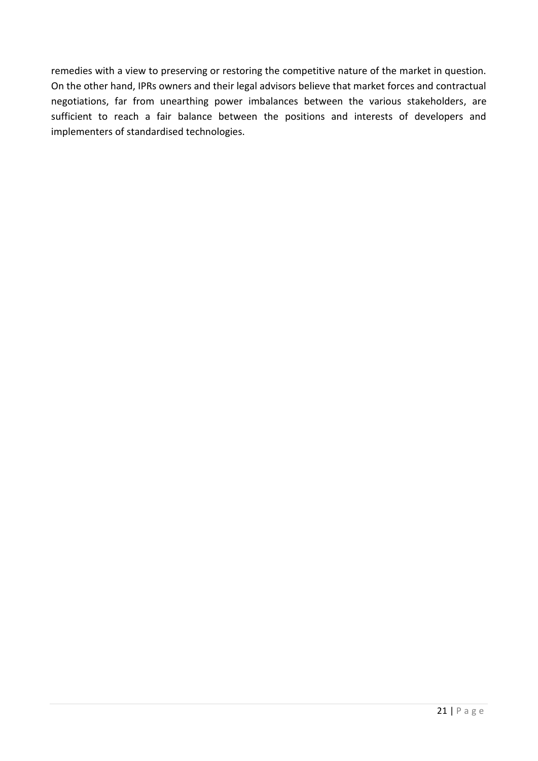remedies with a view to preserving or restoring the competitive nature of the market in question. On the other hand, IPRs owners and their legal advisors believe that market forces and contractual negotiations, far from unearthing power imbalances between the various stakeholders, are sufficient to reach a fair balance between the positions and interests of developers and implementers of standardised technologies.